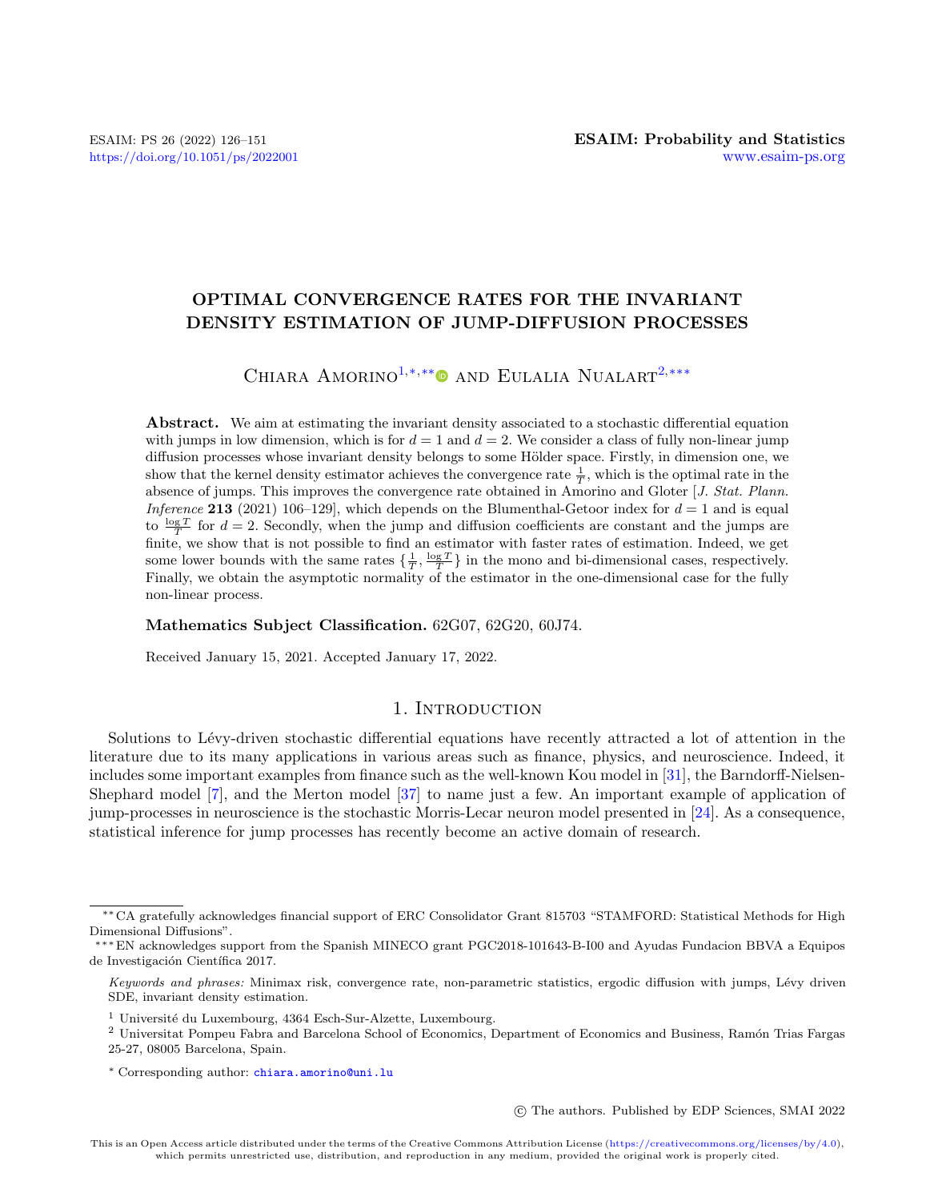# OPTIMAL CONVERGENCE RATES FOR THE INVARIANT DENSITY ESTIMATION OF JUMP-DIFFUSION PROCESSES

Chiara Amorino[1,*,**] and Eulalia Nualart[2,***]

**Abstract.** We aim at estimating the invariant density associated to a stochastic differential equation with jumps in low dimension, which is for $d = 1$ and $d = 2$. We consider a class of fully non-linear jump diffusion processes whose invariant density belongs to some Hölder space. Firstly, in dimension one, we show that the kernel density estimator achieves the convergence rate $\frac{1}{T}$, which is the optimal rate in the absence of jumps. This improves the convergence rate obtained in Amorino and Gloter [*J. Stat. Plann. Inference* **213** (2021) 106–129], which depends on the Blumenthal-Getoor index for $d = 1$ and is equal to $\frac{\log T}{T}$ for $d = 2$. Secondly, when the jump and diffusion coefficients are constant and the jumps are finite, we show that is not possible to find an estimator with faster rates of estimation. Indeed, we get some lower bounds with the same rates $\{\frac{1}{T}, \frac{\log T}{T}\}$ in the mono and bi-dimensional cases, respectively. Finally, we obtain the asymptotic normality of the estimator in the one-dimensional case for the fully non-linear process.

**Mathematics Subject Classification.** 62G07, 62G20, 60J74.

Received January 15, 2021. Accepted January 17, 2022.

## 1. Introduction

Solutions to Lévy-driven stochastic differential equations have recently attracted a lot of attention in the literature due to its many applications in various areas such as finance, physics, and neuroscience. Indeed, it includes some important examples from finance such as the well-known Kou model in [31], the Barndorff-Nielsen-Shephard model [7], and the Merton model [37] to name just a few. An important example of application of jump-processes in neuroscience is the stochastic Morris-Lecar neuron model presented in [24]. As a consequence, statistical inference for jump processes has recently become an active domain of research.

** CA gratefully acknowledges financial support of ERC Consolidator Grant 815703 "STAMFORD: Statistical Methods for High Dimensional Diffusions".

*** EN acknowledges support from the Spanish MINECO grant PGC2018-101643-B-I00 and Ayudas Fundacion BBVA a Equipos de Investigación Científica 2017.

*Keywords and phrases:* Minimax risk, convergence rate, non-parametric statistics, ergodic diffusion with jumps, Lévy driven SDE, invariant density estimation.

[1] Université du Luxembourg, 4364 Esch-Sur-Alzette, Luxembourg.

[2] Universitat Pompeu Fabra and Barcelona School of Economics, Department of Economics and Business, Ramón Trias Fargas 25-27, 08005 Barcelona, Spain.

\* Corresponding author: chiara.amorino@uni.lu

© The authors. Published by EDP Sciences, SMAI 2022

This is an Open Access article distributed under the terms of the Creative Commons Attribution License (https://creativecommons.org/licenses/by/4.0), which permits unrestricted use, distribution, and reproduction in any medium, provided the original work is properly cited.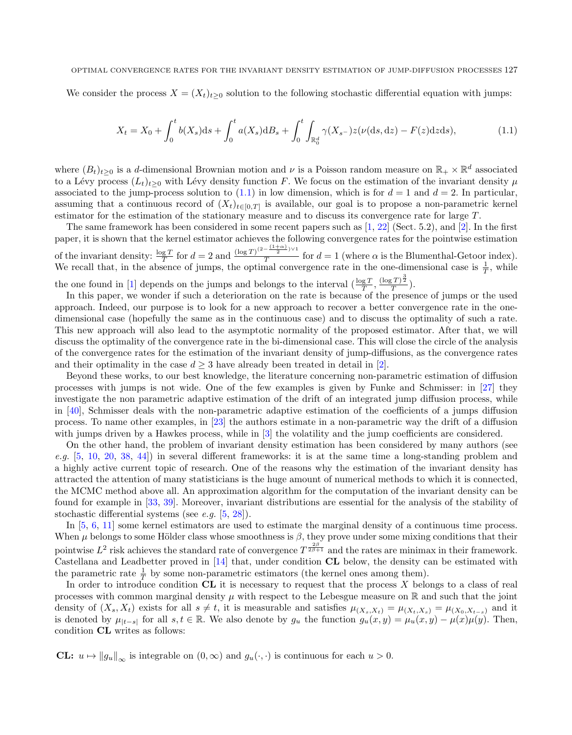We consider the process $X = (X_t)_{t\geq 0}$ solution to the following stochastic differential equation with jumps:

$$X_t = X_0 + \int_0^t b(X_s)\mathrm{d}s + \int_0^t a(X_s)\mathrm{d}B_s + \int_0^t \int_{\mathbb{R}_0^d} \gamma(X_{s^-})z(\nu(\mathrm{d}s, \mathrm{d}z) - F(z)\mathrm{d}z\mathrm{d}s), \tag{1.1}$$

where $(B_t)_{t\geq 0}$ is a $d$-dimensional Brownian motion and $\nu$ is a Poisson random measure on $\mathbb{R}_+ \times \mathbb{R}^d$ associated to a Lévy process $(L_t)_{t\geq 0}$ with Lévy density function $F$. We focus on the estimation of the invariant density $\mu$ associated to the jump-process solution to (1.1) in low dimension, which is for $d = 1$ and $d = 2$. In particular, assuming that a continuous record of $(X_t)_{t\in[0,T]}$ is available, our goal is to propose a non-parametric kernel estimator for the estimation of the stationary measure and to discuss its convergence rate for large $T$.

The same framework has been considered in some recent papers such as [1, 22] (Sect. 5.2), and [2]. In the first paper, it is shown that the kernel estimator achieves the following convergence rates for the pointwise estimation of the invariant density: $\frac{\log T}{T}$ for $d = 2$ and $\frac{(\log T)^{(2-\frac{(1+\alpha)}{2})\vee 1}}{T}$ for $d = 1$ (where $\alpha$ is the Blumenthal-Getoor index). We recall that, in the absence of jumps, the optimal convergence rate in the one-dimensional case is $\frac{1}{T}$, while the one found in [1] depends on the jumps and belongs to the interval $(\frac{\log T}{T}, \frac{(\log T)^{\frac{3}{2}}}{T})$.

In this paper, we wonder if such a deterioration on the rate is because of the presence of jumps or the used approach. Indeed, our purpose is to look for a new approach to recover a better convergence rate in the one-dimensional case (hopefully the same as in the continuous case) and to discuss the optimality of such a rate. This new approach will also lead to the asymptotic normality of the proposed estimator. After that, we will discuss the optimality of the convergence rate in the bi-dimensional case. This will close the circle of the analysis of the convergence rates for the estimation of the invariant density of jump-diffusions, as the convergence rates and their optimality in the case $d \geq 3$ have already been treated in detail in [2].

Beyond these works, to our best knowledge, the literature concerning non-parametric estimation of diffusion processes with jumps is not wide. One of the few examples is given by Funke and Schmisser: in [27] they investigate the non parametric adaptive estimation of the drift of an integrated jump diffusion process, while in [40], Schmisser deals with the non-parametric adaptive estimation of the coefficients of a jumps diffusion process. To name other examples, in [23] the authors estimate in a non-parametric way the drift of a diffusion with jumps driven by a Hawkes process, while in [3] the volatility and the jump coefficients are considered.

On the other hand, the problem of invariant density estimation has been considered by many authors (see *e.g.* [5, 10, 20, 38, 44]) in several different frameworks: it is at the same time a long-standing problem and a highly active current topic of research. One of the reasons why the estimation of the invariant density has attracted the attention of many statisticians is the huge amount of numerical methods to which it is connected, the MCMC method above all. An approximation algorithm for the computation of the invariant density can be found for example in [33, 39]. Moreover, invariant distributions are essential for the analysis of the stability of stochastic differential systems (see *e.g.* [5, 28]).

In [5, 6, 11] some kernel estimators are used to estimate the marginal density of a continuous time process. When $\mu$ belongs to some Hölder class whose smoothness is $\beta$, they prove under some mixing conditions that their pointwise $L^2$ risk achieves the standard rate of convergence $T^{\frac{2\beta}{2\beta+1}}$ and the rates are minimax in their framework. Castellana and Leadbetter proved in [14] that, under condition **CL** below, the density can be estimated with the parametric rate $\frac{1}{T}$ by some non-parametric estimators (the kernel ones among them).

In order to introduce condition **CL** it is necessary to request that the process $X$ belongs to a class of real processes with common marginal density $\mu$ with respect to the Lebesgue measure on $\mathbb{R}$ and such that the joint density of $(X_s, X_t)$ exists for all $s \neq t$, it is measurable and satisfies $\mu_{(X_s,X_t)} = \mu_{(X_t,X_s)} = \mu_{(X_0,X_{t-s})}$ and it is denoted by $\mu_{|t-s|}$ for all $s, t \in \mathbb{R}$. We also denote by $g_u$ the function $g_u(x, y) = \mu_u(x, y) - \mu(x)\mu(y)$. Then, condition **CL** writes as follows:

**CL:** $u \mapsto \|g_u\|_\infty$ is integrable on $(0, \infty)$ and $g_u(\cdot, \cdot)$ is continuous for each $u > 0$.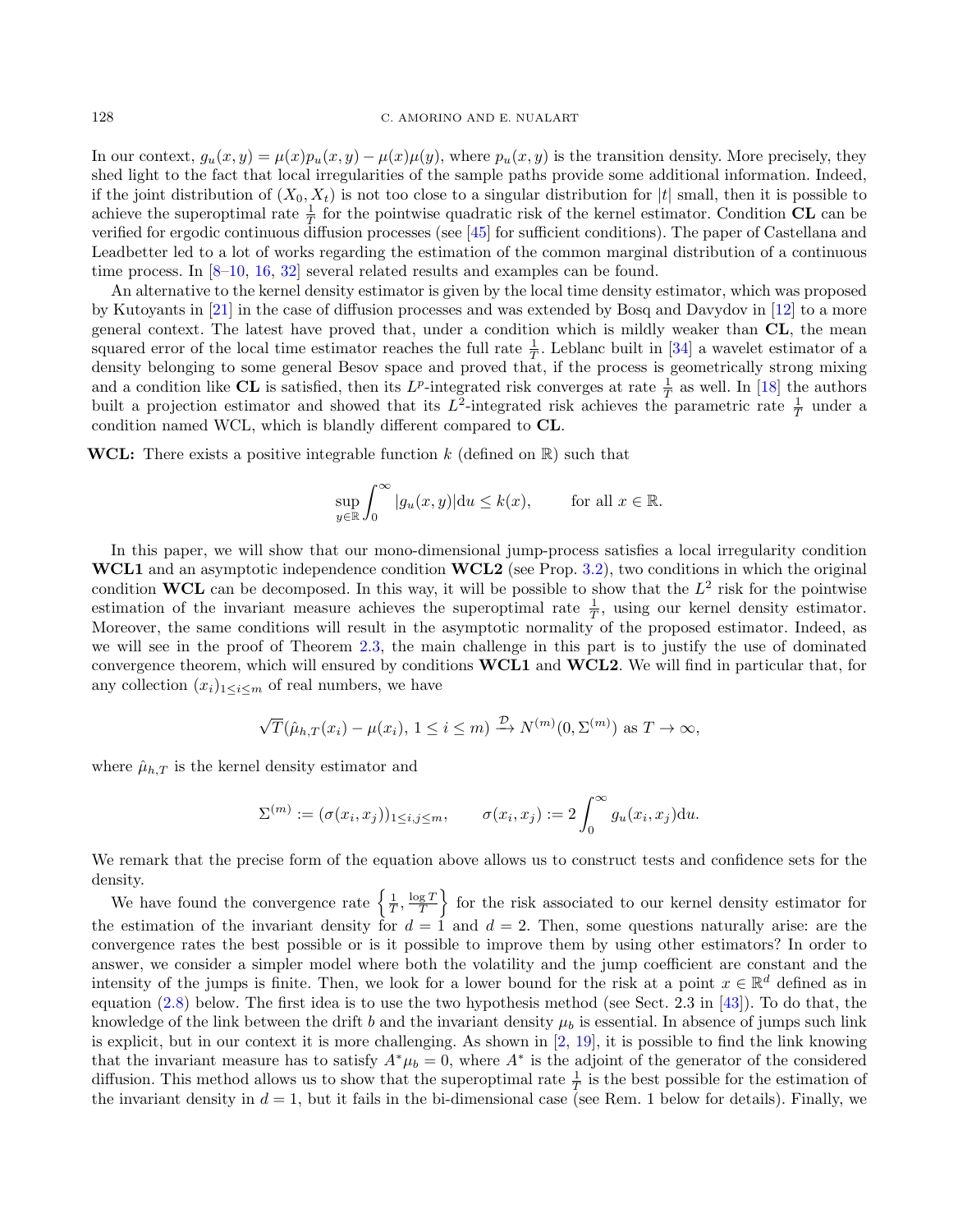In our context, $g_u(x, y) = \mu(x)p_u(x, y) - \mu(x)\mu(y)$, where $p_u(x, y)$ is the transition density. More precisely, they shed light to the fact that local irregularities of the sample paths provide some additional information. Indeed, if the joint distribution of $(X_0, X_t)$ is not too close to a singular distribution for $|t|$ small, then it is possible to achieve the superoptimal rate $\frac{1}{T}$ for the pointwise quadratic risk of the kernel estimator. Condition **CL** can be verified for ergodic continuous diffusion processes (see [45] for sufficient conditions). The paper of Castellana and Leadbetter led to a lot of works regarding the estimation of the common marginal distribution of a continuous time process. In [8–10, 16, 32] several related results and examples can be found.

An alternative to the kernel density estimator is given by the local time density estimator, which was proposed by Kutoyants in [21] in the case of diffusion processes and was extended by Bosq and Davydov in [12] to a more general context. The latest have proved that, under a condition which is mildly weaker than **CL**, the mean squared error of the local time estimator reaches the full rate $\frac{1}{T}$. Leblanc built in [34] a wavelet estimator of a density belonging to some general Besov space and proved that, if the process is geometrically strong mixing and a condition like **CL** is satisfied, then its $L^p$-integrated risk converges at rate $\frac{1}{T}$ as well. In [18] the authors built a projection estimator and showed that its $L^2$-integrated risk achieves the parametric rate $\frac{1}{T}$ under a condition named WCL, which is blandly different compared to **CL**.

**WCL:** There exists a positive integrable function $k$ (defined on $\mathbb{R}$) such that

$$\sup_{y \in \mathbb{R}} \int_0^\infty |g_u(x, y)| \mathrm{d}u \leq k(x), \qquad \text{for all } x \in \mathbb{R}.$$

In this paper, we will show that our mono-dimensional jump-process satisfies a local irregularity condition **WCL1** and an asymptotic independence condition **WCL2** (see Prop. 3.2), two conditions in which the original condition **WCL** can be decomposed. In this way, it will be possible to show that the $L^2$ risk for the pointwise estimation of the invariant measure achieves the superoptimal rate $\frac{1}{T}$, using our kernel density estimator. Moreover, the same conditions will result in the asymptotic normality of the proposed estimator. Indeed, as we will see in the proof of Theorem 2.3, the main challenge in this part is to justify the use of dominated convergence theorem, which will ensured by conditions **WCL1** and **WCL2**. We will find in particular that, for any collection $(x_i)_{1 \leq i \leq m}$ of real numbers, we have

$$\sqrt{T}(\hat{\mu}_{h,T}(x_i) - \mu(x_i), \, 1 \leq i \leq m) \xrightarrow{\mathcal{D}} N^{(m)}(0, \Sigma^{(m)}) \text{ as } T \to \infty,$$

where $\hat{\mu}_{h,T}$ is the kernel density estimator and

$$\Sigma^{(m)} := (\sigma(x_i, x_j))_{1 \leq i,j \leq m}, \qquad \sigma(x_i, x_j) := 2 \int_0^\infty g_u(x_i, x_j) \mathrm{d}u.$$

We remark that the precise form of the equation above allows us to construct tests and confidence sets for the density.

We have found the convergence rate $\left\{\frac{1}{T}, \frac{\log T}{T}\right\}$ for the risk associated to our kernel density estimator for the estimation of the invariant density for $d = 1$ and $d = 2$. Then, some questions naturally arise: are the convergence rates the best possible or is it possible to improve them by using other estimators? In order to answer, we consider a simpler model where both the volatility and the jump coefficient are constant and the intensity of the jumps is finite. Then, we look for a lower bound for the risk at a point $x \in \mathbb{R}^d$ defined as in equation (2.8) below. The first idea is to use the two hypothesis method (see Sect. 2.3 in [43]). To do that, the knowledge of the link between the drift $b$ and the invariant density $\mu_b$ is essential. In absence of jumps such link is explicit, but in our context it is more challenging. As shown in [2, 19], it is possible to find the link knowing that the invariant measure has to satisfy $A^*\mu_b = 0$, where $A^*$ is the adjoint of the generator of the considered diffusion. This method allows us to show that the superoptimal rate $\frac{1}{T}$ is the best possible for the estimation of the invariant density in $d = 1$, but it fails in the bi-dimensional case (see Rem. 1 below for details). Finally, we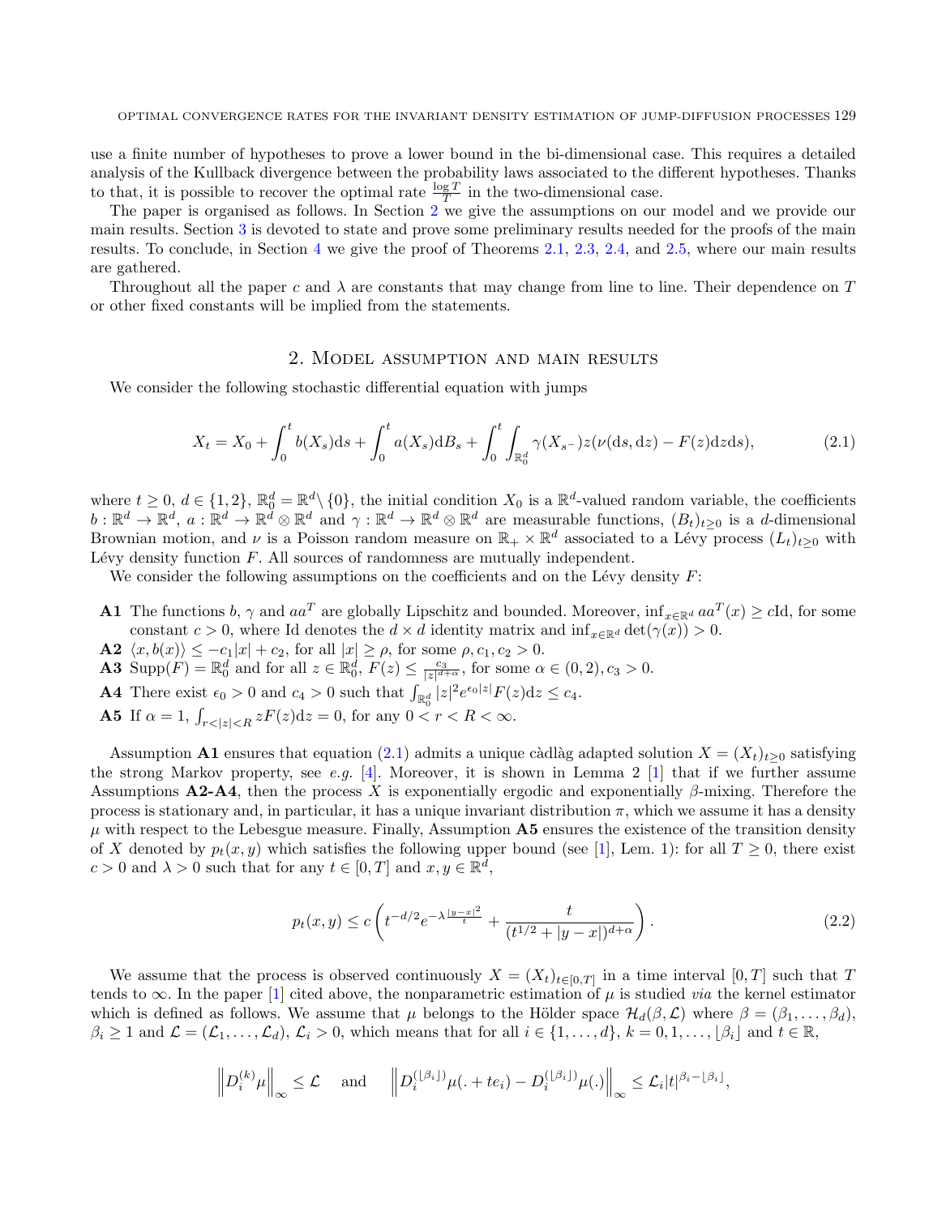use a finite number of hypotheses to prove a lower bound in the bi-dimensional case. This requires a detailed analysis of the Kullback divergence between the probability laws associated to the different hypotheses. Thanks to that, it is possible to recover the optimal rate $\frac{\log T}{T}$ in the two-dimensional case.

The paper is organised as follows. In Section 2 we give the assumptions on our model and we provide our main results. Section 3 is devoted to state and prove some preliminary results needed for the proofs of the main results. To conclude, in Section 4 we give the proof of Theorems 2.1, 2.3, 2.4, and 2.5, where our main results are gathered.

Throughout all the paper $c$ and $\lambda$ are constants that may change from line to line. Their dependence on $T$ or other fixed constants will be implied from the statements.

## 2. Model assumption and main results

We consider the following stochastic differential equation with jumps

$$X_t = X_0 + \int_0^t b(X_s)\mathrm{d}s + \int_0^t a(X_s)\mathrm{d}B_s + \int_0^t \int_{\mathbb{R}_0^d} \gamma(X_{s^-})z(\nu(\mathrm{d}s, \mathrm{d}z) - F(z)\mathrm{d}z\mathrm{d}s), \tag{2.1}$$

where $t \geq 0$, $d \in \{1, 2\}$, $\mathbb{R}_0^d = \mathbb{R}^d \setminus \{0\}$, the initial condition $X_0$ is a $\mathbb{R}^d$-valued random variable, the coefficients $b : \mathbb{R}^d \to \mathbb{R}^d$, $a : \mathbb{R}^d \to \mathbb{R}^d \otimes \mathbb{R}^d$ and $\gamma : \mathbb{R}^d \to \mathbb{R}^d \otimes \mathbb{R}^d$ are measurable functions, $(B_t)_{t\geq 0}$ is a $d$-dimensional Brownian motion, and $\nu$ is a Poisson random measure on $\mathbb{R}_+ \times \mathbb{R}^d$ associated to a Lévy process $(L_t)_{t\geq 0}$ with Lévy density function $F$. All sources of randomness are mutually independent.

We consider the following assumptions on the coefficients and on the Lévy density $F$:

- **A1** The functions $b$, $\gamma$ and $aa^T$ are globally Lipschitz and bounded. Moreover, $\inf_{x\in\mathbb{R}^d} aa^T(x) \geq c\mathrm{Id}$, for some constant $c > 0$, where Id denotes the $d \times d$ identity matrix and $\inf_{x\in\mathbb{R}^d} \det(\gamma(x)) > 0$.
- **A2** $\langle x, b(x)\rangle \leq -c_1|x| + c_2$, for all $|x| \geq \rho$, for some $\rho, c_1, c_2 > 0$.
- **A3** $\mathrm{Supp}(F) = \mathbb{R}_0^d$ and for all $z \in \mathbb{R}_0^d$, $F(z) \leq \frac{c_3}{|z|^{d+\alpha}}$, for some $\alpha \in (0, 2), c_3 > 0$.
- **A4** There exist $\epsilon_0 > 0$ and $c_4 > 0$ such that $\int_{\mathbb{R}_0^d} |z|^2 e^{\epsilon_0|z|}F(z)\mathrm{d}z \leq c_4$.
- **A5** If $\alpha = 1$, $\int_{r<|z|<R} zF(z)\mathrm{d}z = 0$, for any $0 < r < R < \infty$.

Assumption **A1** ensures that equation (2.1) admits a unique càdlàg adapted solution $X = (X_t)_{t\geq 0}$ satisfying the strong Markov property, see *e.g.* [4]. Moreover, it is shown in Lemma 2 [1] that if we further assume Assumptions **A2-A4**, then the process $X$ is exponentially ergodic and exponentially $\beta$-mixing. Therefore the process is stationary and, in particular, it has a unique invariant distribution $\pi$, which we assume it has a density $\mu$ with respect to the Lebesgue measure. Finally, Assumption **A5** ensures the existence of the transition density of $X$ denoted by $p_t(x, y)$ which satisfies the following upper bound (see [1], Lem. 1): for all $T \geq 0$, there exist $c > 0$ and $\lambda > 0$ such that for any $t \in [0, T]$ and $x, y \in \mathbb{R}^d$,

$$p_t(x, y) \leq c\left(t^{-d/2}e^{-\lambda\frac{|y-x|^2}{t}} + \frac{t}{(t^{1/2} + |y - x|)^{d+\alpha}}\right). \tag{2.2}$$

We assume that the process is observed continuously $X = (X_t)_{t\in[0,T]}$ in a time interval $[0, T]$ such that $T$ tends to $\infty$. In the paper [1] cited above, the nonparametric estimation of $\mu$ is studied *via* the kernel estimator which is defined as follows. We assume that $\mu$ belongs to the Hölder space $\mathcal{H}_d(\beta, \mathcal{L})$ where $\beta = (\beta_1, \ldots, \beta_d)$, $\beta_i \geq 1$ and $\mathcal{L} = (\mathcal{L}_1, \ldots, \mathcal{L}_d)$, $\mathcal{L}_i > 0$, which means that for all $i \in \{1, \ldots, d\}$, $k = 0, 1, \ldots, \lfloor\beta_i\rfloor$ and $t \in \mathbb{R}$,

$$\left\|D_i^{(k)}\mu\right\|_\infty \leq \mathcal{L} \quad \text{and} \quad \left\|D_i^{(\lfloor\beta_i\rfloor)}\mu(. + te_i) - D_i^{(\lfloor\beta_i\rfloor)}\mu(.)\right\|_\infty \leq \mathcal{L}_i|t|^{\beta_i - \lfloor\beta_i\rfloor},$$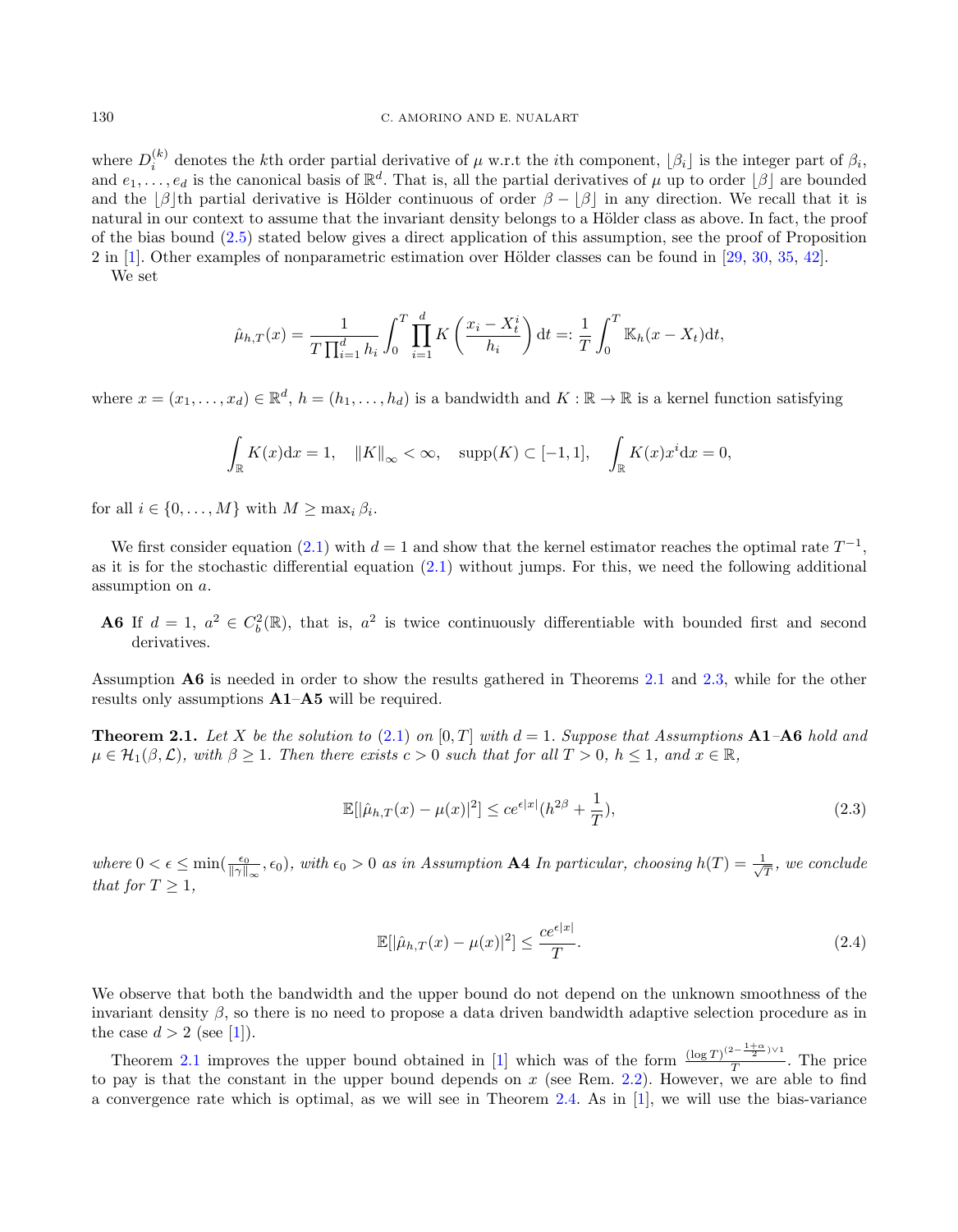where $D_i^{(k)}$ denotes the $k$th order partial derivative of $\mu$ w.r.t the $i$th component, $\lfloor \beta_i \rfloor$ is the integer part of $\beta_i$, and $e_1, \ldots, e_d$ is the canonical basis of $\mathbb{R}^d$. That is, all the partial derivatives of $\mu$ up to order $\lfloor \beta \rfloor$ are bounded and the $\lfloor \beta \rfloor$th partial derivative is Hölder continuous of order $\beta - \lfloor \beta \rfloor$ in any direction. We recall that it is natural in our context to assume that the invariant density belongs to a Hölder class as above. In fact, the proof of the bias bound (2.5) stated below gives a direct application of this assumption, see the proof of Proposition 2 in [1]. Other examples of nonparametric estimation over Hölder classes can be found in [29, 30, 35, 42].

We set

$$\hat{\mu}_{h,T}(x) = \frac{1}{T \prod_{i=1}^d h_i} \int_0^T \prod_{i=1}^d K\left(\frac{x_i - X_t^i}{h_i}\right) \mathrm{d}t =: \frac{1}{T} \int_0^T \mathbb{K}_h(x - X_t) \mathrm{d}t,$$

where $x = (x_1, \ldots, x_d) \in \mathbb{R}^d$, $h = (h_1, \ldots, h_d)$ is a bandwidth and $K : \mathbb{R} \to \mathbb{R}$ is a kernel function satisfying

$$\int_{\mathbb{R}} K(x)\mathrm{d}x = 1, \quad \|K\|_\infty < \infty, \quad \operatorname{supp}(K) \subset [-1, 1], \quad \int_{\mathbb{R}} K(x) x^i \mathrm{d}x = 0,$$

for all $i \in \{0, \ldots, M\}$ with $M \geq \max_i \beta_i$.

We first consider equation (2.1) with $d = 1$ and show that the kernel estimator reaches the optimal rate $T^{-1}$, as it is for the stochastic differential equation (2.1) without jumps. For this, we need the following additional assumption on $a$.

**A6** If $d = 1$, $a^2 \in C_b^2(\mathbb{R})$, that is, $a^2$ is twice continuously differentiable with bounded first and second derivatives.

Assumption **A6** is needed in order to show the results gathered in Theorems 2.1 and 2.3, while for the other results only assumptions **A1**–**A5** will be required.

**Theorem 2.1.** *Let $X$ be the solution to (2.1) on $[0, T]$ with $d = 1$. Suppose that Assumptions **A1**–**A6** hold and $\mu \in \mathcal{H}_1(\beta, \mathcal{L})$, with $\beta \geq 1$. Then there exists $c > 0$ such that for all $T > 0$, $h \leq 1$, and $x \in \mathbb{R}$,*

$$\mathbb{E}[|\hat{\mu}_{h,T}(x) - \mu(x)|^2] \leq c e^{\epsilon |x|}(h^{2\beta} + \frac{1}{T}), \tag{2.3}$$

*where $0 < \epsilon \leq \min(\frac{\epsilon_0}{\|\gamma\|_\infty}, \epsilon_0)$, with $\epsilon_0 > 0$ as in Assumption **A4** In particular, choosing $h(T) = \frac{1}{\sqrt{T}}$, we conclude that for $T \geq 1$,*

$$\mathbb{E}[|\hat{\mu}_{h,T}(x) - \mu(x)|^2] \leq \frac{c e^{\epsilon |x|}}{T}. \tag{2.4}$$

We observe that both the bandwidth and the upper bound do not depend on the unknown smoothness of the invariant density $\beta$, so there is no need to propose a data driven bandwidth adaptive selection procedure as in the case $d > 2$ (see [1]).

Theorem 2.1 improves the upper bound obtained in [1] which was of the form $\frac{(\log T)^{(2 - \frac{1+\alpha}{2}) \vee 1}}{T}$. The price to pay is that the constant in the upper bound depends on $x$ (see Rem. 2.2). However, we are able to find a convergence rate which is optimal, as we will see in Theorem 2.4. As in [1], we will use the bias-variance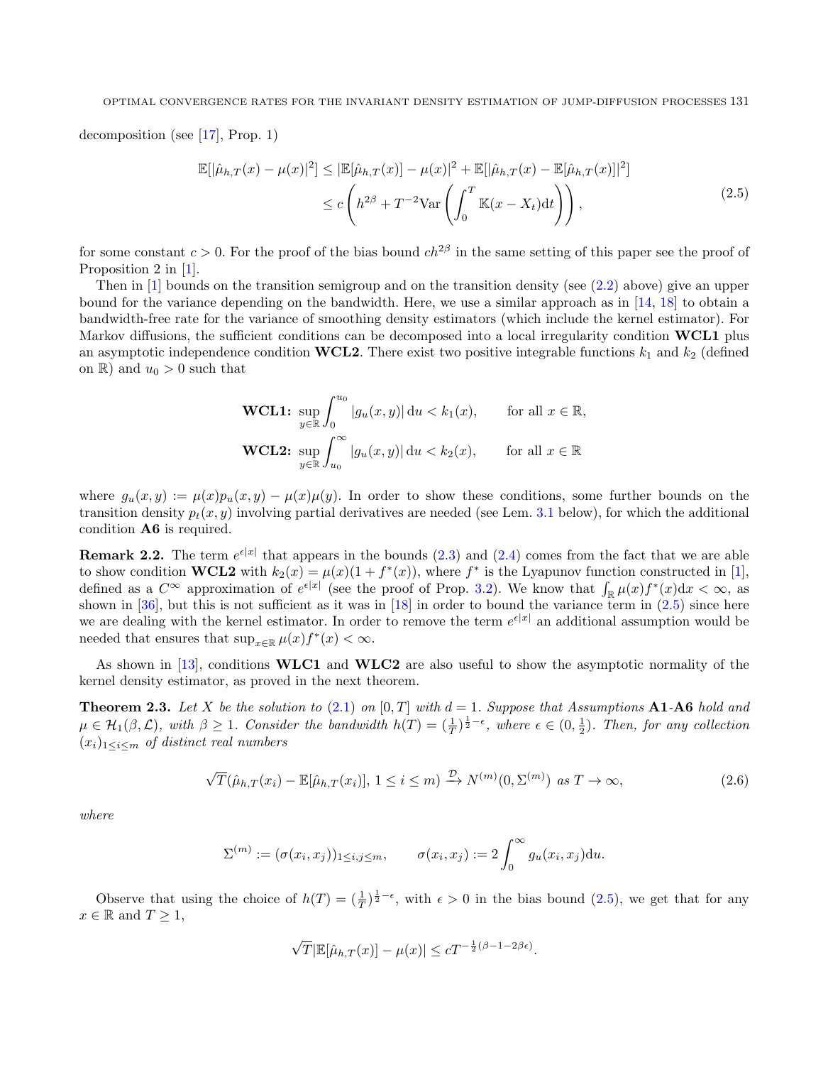decomposition (see [17], Prop. 1)

$$
\begin{aligned}
\mathbb{E}[|\hat{\mu}_{h,T}(x) - \mu(x)|^2] &\leq |\mathbb{E}[\hat{\mu}_{h,T}(x)] - \mu(x)|^2 + \mathbb{E}[|\hat{\mu}_{h,T}(x) - \mathbb{E}[\hat{\mu}_{h,T}(x)]|^2] \\
&\leq c\left(h^{2\beta} + T^{-2}\mathrm{Var}\left(\int_0^T \mathbb{K}(x - X_t)\mathrm{d}t\right)\right),
\end{aligned}
\tag{2.5}
$$

for some constant $c > 0$. For the proof of the bias bound $ch^{2\beta}$ in the same setting of this paper see the proof of Proposition 2 in [1].

Then in [1] bounds on the transition semigroup and on the transition density (see (2.2) above) give an upper bound for the variance depending on the bandwidth. Here, we use a similar approach as in [14, 18] to obtain a bandwidth-free rate for the variance of smoothing density estimators (which include the kernel estimator). For Markov diffusions, the sufficient conditions can be decomposed into a local irregularity condition **WCL1** plus an asymptotic independence condition **WCL2**. There exist two positive integrable functions $k_1$ and $k_2$ (defined on $\mathbb{R}$) and $u_0 > 0$ such that

$$
\textbf{WCL1: } \sup_{y \in \mathbb{R}} \int_0^{u_0} |g_u(x,y)|\,\mathrm{d}u < k_1(x), \qquad \text{for all } x \in \mathbb{R},
$$

$$
\textbf{WCL2: } \sup_{y \in \mathbb{R}} \int_{u_0}^{\infty} |g_u(x,y)|\,\mathrm{d}u < k_2(x), \qquad \text{for all } x \in \mathbb{R}
$$

where $g_u(x,y) := \mu(x)p_u(x,y) - \mu(x)\mu(y)$. In order to show these conditions, some further bounds on the transition density $p_t(x,y)$ involving partial derivatives are needed (see Lem. 3.1 below), for which the additional condition **A6** is required.

**Remark 2.2.** The term $e^{\epsilon|x|}$ that appears in the bounds (2.3) and (2.4) comes from the fact that we are able to show condition **WCL2** with $k_2(x) = \mu(x)(1 + f^*(x))$, where $f^*$ is the Lyapunov function constructed in [1], defined as a $C^\infty$ approximation of $e^{\epsilon|x|}$ (see the proof of Prop. 3.2). We know that $\int_{\mathbb{R}} \mu(x)f^*(x)\mathrm{d}x < \infty$, as shown in [36], but this is not sufficient as it was in [18] in order to bound the variance term in (2.5) since here we are dealing with the kernel estimator. In order to remove the term $e^{\epsilon|x|}$ an additional assumption would be needed that ensures that $\sup_{x \in \mathbb{R}} \mu(x)f^*(x) < \infty$.

As shown in [13], conditions **WLC1** and **WLC2** are also useful to show the asymptotic normality of the kernel density estimator, as proved in the next theorem.

**Theorem 2.3.** *Let $X$ be the solution to (2.1) on $[0,T]$ with $d = 1$. Suppose that Assumptions* **A1**-**A6** *hold and $\mu \in \mathcal{H}_1(\beta, \mathcal{L})$, with $\beta \geq 1$. Consider the bandwidth $h(T) = (\frac{1}{T})^{\frac{1}{2}-\epsilon}$, where $\epsilon \in (0, \frac{1}{2})$. Then, for any collection $(x_i)_{1\leq i\leq m}$ of distinct real numbers*

$$
\sqrt{T}(\hat{\mu}_{h,T}(x_i) - \mathbb{E}[\hat{\mu}_{h,T}(x_i)],\ 1 \leq i \leq m) \xrightarrow{\mathcal{D}} N^{(m)}(0, \Sigma^{(m)}) \text{ as } T \to \infty,
\tag{2.6}
$$

*where*

$$
\Sigma^{(m)} := (\sigma(x_i, x_j))_{1\leq i,j\leq m}, \qquad \sigma(x_i, x_j) := 2\int_0^\infty g_u(x_i, x_j)\mathrm{d}u.
$$

Observe that using the choice of $h(T) = (\frac{1}{T})^{\frac{1}{2}-\epsilon}$, with $\epsilon > 0$ in the bias bound (2.5), we get that for any $x \in \mathbb{R}$ and $T \geq 1$,

$$
\sqrt{T}|\mathbb{E}[\hat{\mu}_{h,T}(x)] - \mu(x)| \leq cT^{-\frac{1}{2}(\beta - 1 - 2\beta\epsilon)}.
$$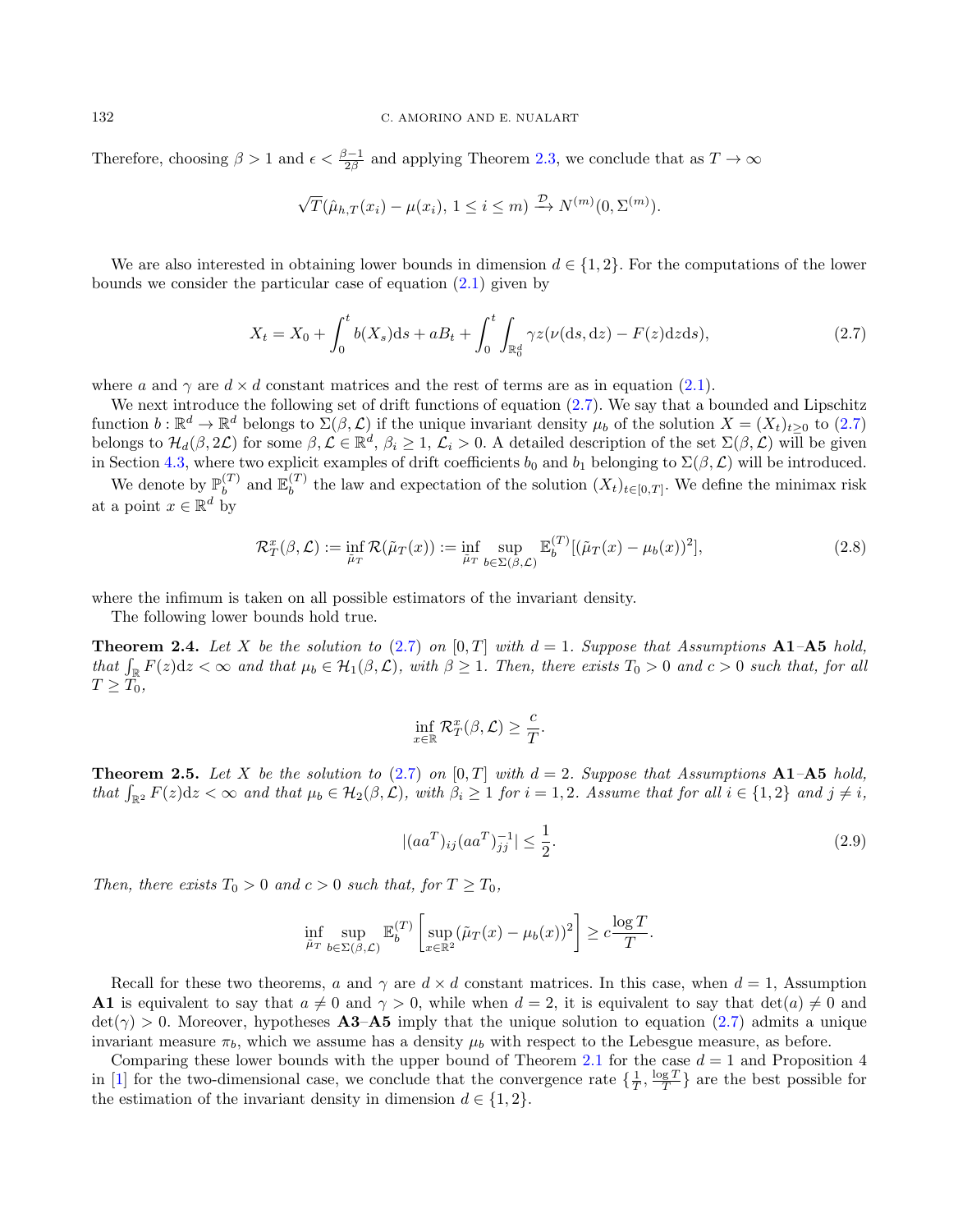Therefore, choosing $\beta > 1$ and $\epsilon < \frac{\beta-1}{2\beta}$ and applying Theorem 2.3, we conclude that as $T \to \infty$

$$\sqrt{T}(\hat{\mu}_{h,T}(x_i) - \mu(x_i),\, 1 \leq i \leq m) \xrightarrow{\mathcal{D}} N^{(m)}(0, \Sigma^{(m)}).$$

We are also interested in obtaining lower bounds in dimension $d \in \{1, 2\}$. For the computations of the lower bounds we consider the particular case of equation (2.1) given by

$$X_t = X_0 + \int_0^t b(X_s)\mathrm{d}s + aB_t + \int_0^t \int_{\mathbb{R}_0^d} \gamma z(\nu(\mathrm{d}s, \mathrm{d}z) - F(z)\mathrm{d}z\mathrm{d}s), \tag{2.7}$$

where $a$ and $\gamma$ are $d \times d$ constant matrices and the rest of terms are as in equation (2.1).

We next introduce the following set of drift functions of equation (2.7). We say that a bounded and Lipschitz function $b : \mathbb{R}^d \to \mathbb{R}^d$ belongs to $\Sigma(\beta, \mathcal{L})$ if the unique invariant density $\mu_b$ of the solution $X = (X_t)_{t\geq 0}$ to (2.7) belongs to $\mathcal{H}_d(\beta, 2\mathcal{L})$ for some $\beta, \mathcal{L} \in \mathbb{R}^d$, $\beta_i \geq 1$, $\mathcal{L}_i > 0$. A detailed description of the set $\Sigma(\beta, \mathcal{L})$ will be given in Section 4.3, where two explicit examples of drift coefficients $b_0$ and $b_1$ belonging to $\Sigma(\beta, \mathcal{L})$ will be introduced.

We denote by $\mathbb{P}_b^{(T)}$ and $\mathbb{E}_b^{(T)}$ the law and expectation of the solution $(X_t)_{t\in[0,T]}$. We define the minimax risk at a point $x \in \mathbb{R}^d$ by

$$\mathcal{R}_T^x(\beta, \mathcal{L}) := \inf_{\tilde{\mu}_T} \mathcal{R}(\tilde{\mu}_T(x)) := \inf_{\tilde{\mu}_T} \sup_{b\in\Sigma(\beta,\mathcal{L})} \mathbb{E}_b^{(T)}[(\tilde{\mu}_T(x) - \mu_b(x))^2], \tag{2.8}$$

where the infimum is taken on all possible estimators of the invariant density.

The following lower bounds hold true.

**Theorem 2.4.** *Let $X$ be the solution to (2.7) on $[0, T]$ with $d = 1$. Suppose that Assumptions* **A1**–**A5** *hold, that $\int_{\mathbb{R}} F(z)\mathrm{d}z < \infty$ and that $\mu_b \in \mathcal{H}_1(\beta, \mathcal{L})$, with $\beta \geq 1$. Then, there exists $T_0 > 0$ and $c > 0$ such that, for all $T \geq T_0$,*

$$\inf_{x\in\mathbb{R}} \mathcal{R}_T^x(\beta, \mathcal{L}) \geq \frac{c}{T}.$$

**Theorem 2.5.** *Let $X$ be the solution to (2.7) on $[0, T]$ with $d = 2$. Suppose that Assumptions* **A1**–**A5** *hold, that $\int_{\mathbb{R}^2} F(z)\mathrm{d}z < \infty$ and that $\mu_b \in \mathcal{H}_2(\beta, \mathcal{L})$, with $\beta_i \geq 1$ for $i = 1, 2$. Assume that for all $i \in \{1, 2\}$ and $j \neq i$,*

$$|(aa^T)_{ij}(aa^T)^{-1}_{jj}| \leq \frac{1}{2}. \tag{2.9}$$

*Then, there exists $T_0 > 0$ and $c > 0$ such that, for $T \geq T_0$,*

$$\inf_{\tilde{\mu}_T} \sup_{b\in\Sigma(\beta,\mathcal{L})} \mathbb{E}_b^{(T)} \left[ \sup_{x\in\mathbb{R}^2} (\tilde{\mu}_T(x) - \mu_b(x))^2 \right] \geq c\frac{\log T}{T}.$$

Recall for these two theorems, $a$ and $\gamma$ are $d \times d$ constant matrices. In this case, when $d = 1$, Assumption **A1** is equivalent to say that $a \neq 0$ and $\gamma > 0$, while when $d = 2$, it is equivalent to say that $\det(a) \neq 0$ and $\det(\gamma) > 0$. Moreover, hypotheses **A3**–**A5** imply that the unique solution to equation (2.7) admits a unique invariant measure $\pi_b$, which we assume has a density $\mu_b$ with respect to the Lebesgue measure, as before.

Comparing these lower bounds with the upper bound of Theorem 2.1 for the case $d = 1$ and Proposition 4 in [1] for the two-dimensional case, we conclude that the convergence rate $\{\frac{1}{T}, \frac{\log T}{T}\}$ are the best possible for the estimation of the invariant density in dimension $d \in \{1, 2\}$.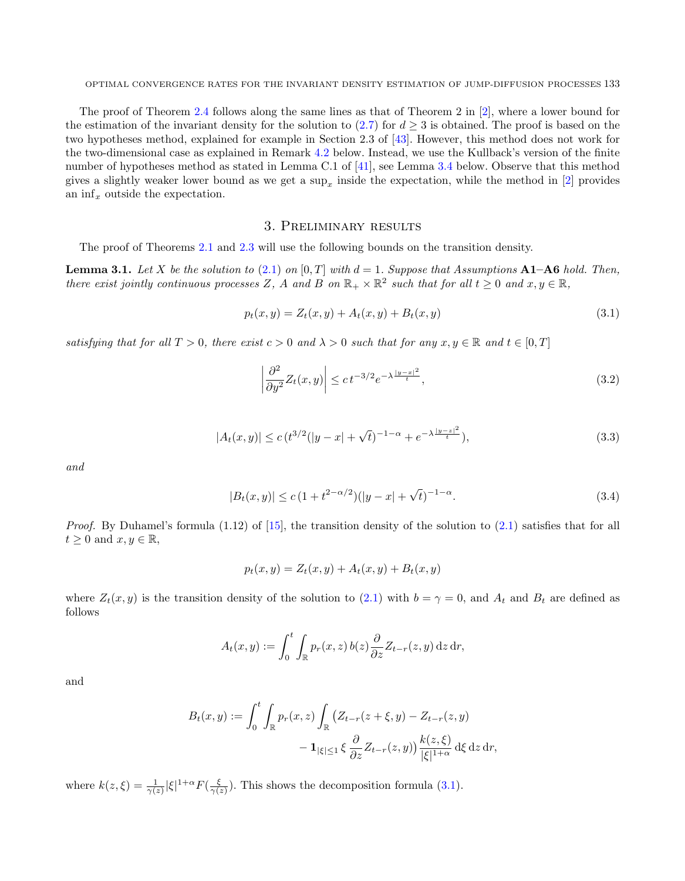The proof of Theorem 2.4 follows along the same lines as that of Theorem 2 in [2], where a lower bound for the estimation of the invariant density for the solution to (2.7) for $d \geq 3$ is obtained. The proof is based on the two hypotheses method, explained for example in Section 2.3 of [43]. However, this method does not work for the two-dimensional case as explained in Remark 4.2 below. Instead, we use the Kullback's version of the finite number of hypotheses method as stated in Lemma C.1 of [41], see Lemma 3.4 below. Observe that this method gives a slightly weaker lower bound as we get a $\sup_x$ inside the expectation, while the method in [2] provides an $\inf_x$ outside the expectation.

## 3. Preliminary results

The proof of Theorems 2.1 and 2.3 will use the following bounds on the transition density.

**Lemma 3.1.** *Let $X$ be the solution to (2.1) on $[0,T]$ with $d=1$. Suppose that Assumptions* **A1**–**A6** *hold. Then, there exist jointly continuous processes $Z$, $A$ and $B$ on $\mathbb{R}_+ \times \mathbb{R}^2$ such that for all $t \geq 0$ and $x, y \in \mathbb{R}$,*

$$p_t(x,y) = Z_t(x,y) + A_t(x,y) + B_t(x,y) \tag{3.1}$$

*satisfying that for all $T>0$, there exist $c>0$ and $\lambda>0$ such that for any $x,y \in \mathbb{R}$ and $t \in [0,T]$*

$$\left| \frac{\partial^2}{\partial y^2} Z_t(x,y) \right| \leq c\, t^{-3/2} e^{-\lambda \frac{|y-x|^2}{t}}, \tag{3.2}$$

$$|A_t(x,y)| \leq c\,(t^{3/2}(|y-x| + \sqrt{t})^{-1-\alpha} + e^{-\lambda \frac{|y-z|^2}{t}}), \tag{3.3}$$

*and*

$$|B_t(x,y)| \leq c\,(1 + t^{2-\alpha/2})(|y-x| + \sqrt{t})^{-1-\alpha}. \tag{3.4}$$

*Proof.* By Duhamel's formula (1.12) of [15], the transition density of the solution to (2.1) satisfies that for all $t \geq 0$ and $x, y \in \mathbb{R}$,

$$p_t(x,y) = Z_t(x,y) + A_t(x,y) + B_t(x,y)$$

where $Z_t(x,y)$ is the transition density of the solution to (2.1) with $b = \gamma = 0$, and $A_t$ and $B_t$ are defined as follows

$$A_t(x,y) := \int_0^t \int_{\mathbb{R}} p_r(x,z)\, b(z) \frac{\partial}{\partial z} Z_{t-r}(z,y)\, \mathrm{d}z\, \mathrm{d}r,$$

and

$$B_t(x,y) := \int_0^t \int_{\mathbb{R}} p_r(x,z) \int_{\mathbb{R}} \big( Z_{t-r}(z+\xi,y) - Z_{t-r}(z,y) - \mathbf{1}_{|\xi|\leq 1}\, \xi \frac{\partial}{\partial z} Z_{t-r}(z,y) \big) \frac{k(z,\xi)}{|\xi|^{1+\alpha}}\, \mathrm{d}\xi\, \mathrm{d}z\, \mathrm{d}r,$$

where $k(z,\xi) = \frac{1}{\gamma(z)} |\xi|^{1+\alpha} F(\frac{\xi}{\gamma(z)})$. This shows the decomposition formula (3.1).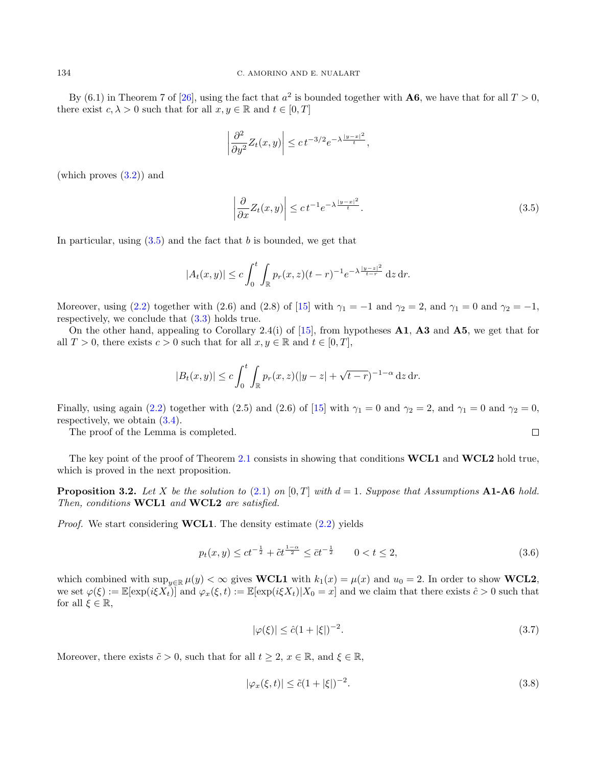By (6.1) in Theorem 7 of [26], using the fact that $a^2$ is bounded together with **A6**, we have that for all $T > 0$, there exist $c, \lambda > 0$ such that for all $x, y \in \mathbb{R}$ and $t \in [0, T]$

$$\left| \frac{\partial^2}{\partial y^2} Z_t(x, y) \right| \leq c\, t^{-3/2} e^{-\lambda \frac{|y-x|^2}{t}},$$

(which proves (3.2)) and

$$\left| \frac{\partial}{\partial x} Z_t(x, y) \right| \leq c\, t^{-1} e^{-\lambda \frac{|y-x|^2}{t}}. \tag{3.5}$$

In particular, using (3.5) and the fact that $b$ is bounded, we get that

$$|A_t(x, y)| \leq c \int_0^t \int_{\mathbb{R}} p_r(x, z)(t-r)^{-1} e^{-\lambda \frac{|y-z|^2}{t-r}} \, dz \, dr.$$

Moreover, using (2.2) together with (2.6) and (2.8) of [15] with $\gamma_1 = -1$ and $\gamma_2 = 2$, and $\gamma_1 = 0$ and $\gamma_2 = -1$, respectively, we conclude that (3.3) holds true.

On the other hand, appealing to Corollary 2.4(i) of [15], from hypotheses **A1**, **A3** and **A5**, we get that for all $T > 0$, there exists $c > 0$ such that for all $x, y \in \mathbb{R}$ and $t \in [0, T]$,

$$|B_t(x, y)| \leq c \int_0^t \int_{\mathbb{R}} p_r(x, z)(|y - z| + \sqrt{t-r})^{-1-\alpha} \, dz \, dr.$$

Finally, using again (2.2) together with (2.5) and (2.6) of [15] with $\gamma_1 = 0$ and $\gamma_2 = 2$, and $\gamma_1 = 0$ and $\gamma_2 = 0$, respectively, we obtain (3.4).

The proof of the Lemma is completed. □

The key point of the proof of Theorem 2.1 consists in showing that conditions **WCL1** and **WCL2** hold true, which is proved in the next proposition.

**Proposition 3.2.** *Let $X$ be the solution to (2.1) on $[0, T]$ with $d = 1$. Suppose that Assumptions* **A1-A6** *hold. Then, conditions* **WCL1** *and* **WCL2** *are satisfied.*

*Proof.* We start considering **WCL1**. The density estimate (2.2) yields

$$p_t(x, y) \leq c t^{-\frac{1}{2}} + \tilde{c} t^{\frac{1-\alpha}{2}} \leq \bar{c} t^{-\frac{1}{2}} \qquad 0 < t \leq 2, \tag{3.6}$$

which combined with $\sup_{y \in \mathbb{R}} \mu(y) < \infty$ gives **WCL1** with $k_1(x) = \mu(x)$ and $u_0 = 2$. In order to show **WCL2**, we set $\varphi(\xi) := \mathbb{E}[\exp(i\xi X_t)]$ and $\varphi_x(\xi, t) := \mathbb{E}[\exp(i\xi X_t)|X_0 = x]$ and we claim that there exists $\hat{c} > 0$ such that for all $\xi \in \mathbb{R}$,

$$|\varphi(\xi)| \leq \hat{c}(1 + |\xi|)^{-2}. \tag{3.7}$$

Moreover, there exists $\tilde{c} > 0$, such that for all $t \geq 2$, $x \in \mathbb{R}$, and $\xi \in \mathbb{R}$,

$$|\varphi_x(\xi, t)| \leq \tilde{c}(1 + |\xi|)^{-2}. \tag{3.8}$$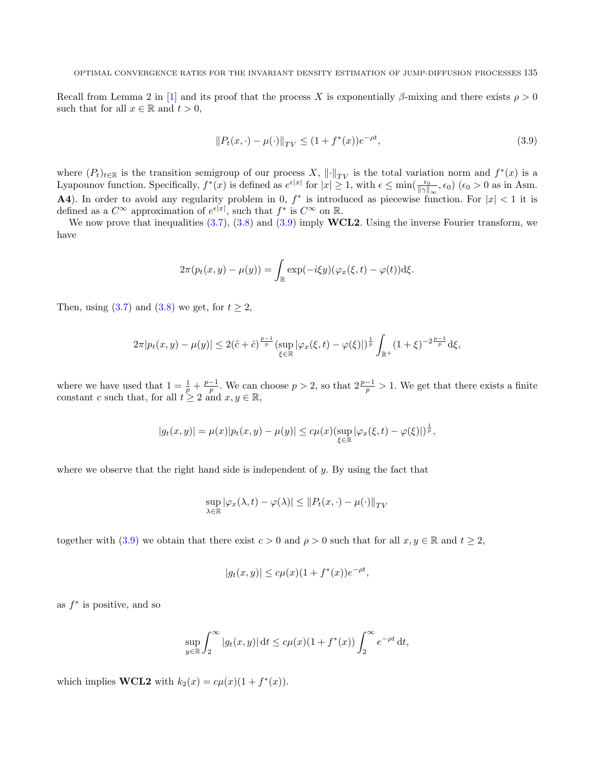Recall from Lemma 2 in [1] and its proof that the process $X$ is exponentially $\beta$-mixing and there exists $\rho > 0$ such that for all $x \in \mathbb{R}$ and $t > 0$,

$$\|P_t(x, \cdot) - \mu(\cdot)\|_{TV} \leq (1 + f^*(x))e^{-\rho t}, \tag{3.9}$$

where $(P_t)_{t \in \mathbb{R}}$ is the transition semigroup of our process $X$, $\|\cdot\|_{TV}$ is the total variation norm and $f^*(x)$ is a Lyapounov function. Specifically, $f^*(x)$ is defined as $e^{\epsilon|x|}$ for $|x| \geq 1$, with $\epsilon \leq \min(\frac{\epsilon_0}{\|\gamma\|_\infty}, \epsilon_0)$ ($\epsilon_0 > 0$ as in Asm. **A4**). In order to avoid any regularity problem in 0, $f^*$ is introduced as piecewise function. For $|x| < 1$ it is defined as a $C^\infty$ approximation of $e^{\epsilon|x|}$, such that $f^*$ is $C^\infty$ on $\mathbb{R}$.

We now prove that inequalities (3.7), (3.8) and (3.9) imply **WCL2**. Using the inverse Fourier transform, we have

$$2\pi(p_t(x, y) - \mu(y)) = \int_{\mathbb{R}} \exp(-i\xi y)(\varphi_x(\xi, t) - \varphi(t))\mathrm{d}\xi.$$

Then, using (3.7) and (3.8) we get, for $t \geq 2$,

$$2\pi|p_t(x, y) - \mu(y)| \leq 2(\tilde{c} + \hat{c})^{\frac{p-1}{p}} (\sup_{\xi \in \mathbb{R}} |\varphi_x(\xi, t) - \varphi(\xi)|)^{\frac{1}{p}} \int_{\mathbb{R}^+} (1 + \xi)^{-2\frac{p-1}{p}} \mathrm{d}\xi,$$

where we have used that $1 = \frac{1}{p} + \frac{p-1}{p}$. We can choose $p > 2$, so that $2\frac{p-1}{p} > 1$. We get that there exists a finite constant $c$ such that, for all $t \geq 2$ and $x, y \in \mathbb{R}$,

$$|g_t(x, y)| = \mu(x)|p_t(x, y) - \mu(y)| \leq c\mu(x)(\sup_{\xi \in \mathbb{R}} |\varphi_x(\xi, t) - \varphi(\xi)|)^{\frac{1}{p}},$$

where we observe that the right hand side is independent of $y$. By using the fact that

$$\sup_{\lambda \in \mathbb{R}} |\varphi_x(\lambda, t) - \varphi(\lambda)| \leq \|P_t(x, \cdot) - \mu(\cdot)\|_{TV}$$

together with (3.9) we obtain that there exist $c > 0$ and $\rho > 0$ such that for all $x, y \in \mathbb{R}$ and $t \geq 2$,

$$|g_t(x, y)| \leq c\mu(x)(1 + f^*(x))e^{-\rho t},$$

as $f^*$ is positive, and so

$$\sup_{y \in \mathbb{R}} \int_2^\infty |g_t(x, y)| \,\mathrm{d}t \leq c\mu(x)(1 + f^*(x)) \int_2^\infty e^{-\rho t} \,\mathrm{d}t,$$

which implies **WCL2** with $k_2(x) = c\mu(x)(1 + f^*(x))$.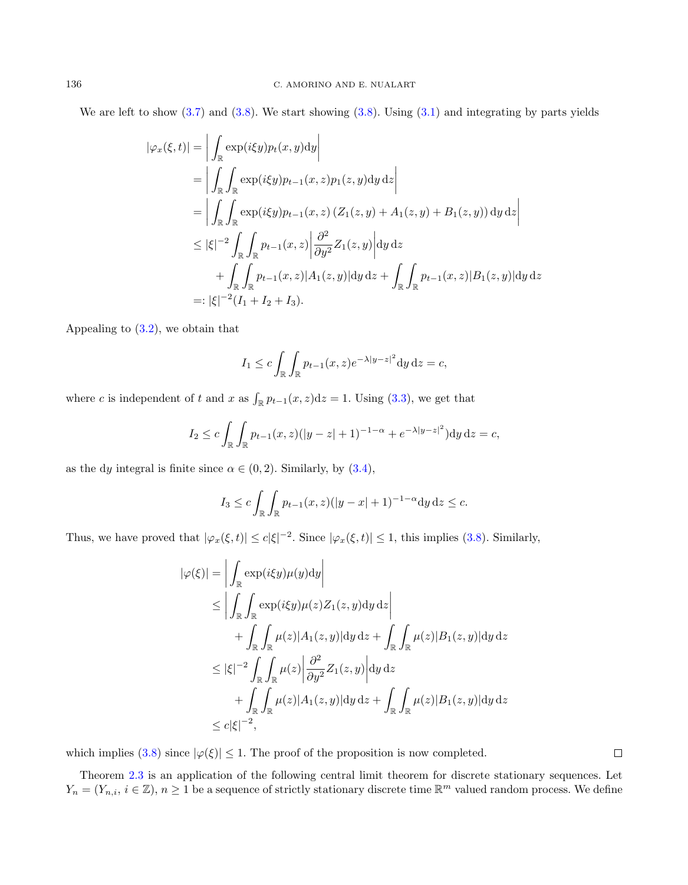We are left to show (3.7) and (3.8). We start showing (3.8). Using (3.1) and integrating by parts yields

$$
\begin{aligned}
|\varphi_x(\xi,t)| &= \left| \int_{\mathbb{R}} \exp(i\xi y) p_t(x,y) \mathrm{d}y \right| \\
&= \left| \int_{\mathbb{R}} \int_{\mathbb{R}} \exp(i\xi y) p_{t-1}(x,z) p_1(z,y) \mathrm{d}y \, \mathrm{d}z \right| \\
&= \left| \int_{\mathbb{R}} \int_{\mathbb{R}} \exp(i\xi y) p_{t-1}(x,z) \left( Z_1(z,y) + A_1(z,y) + B_1(z,y) \right) \mathrm{d}y \, \mathrm{d}z \right| \\
&\leq |\xi|^{-2} \int_{\mathbb{R}} \int_{\mathbb{R}} p_{t-1}(x,z) \left| \frac{\partial^2}{\partial y^2} Z_1(z,y) \right| \mathrm{d}y \, \mathrm{d}z \\
&\quad + \int_{\mathbb{R}} \int_{\mathbb{R}} p_{t-1}(x,z) |A_1(z,y)| \mathrm{d}y \, \mathrm{d}z + \int_{\mathbb{R}} \int_{\mathbb{R}} p_{t-1}(x,z) |B_1(z,y)| \mathrm{d}y \, \mathrm{d}z \\
&=: |\xi|^{-2} (I_1 + I_2 + I_3).
\end{aligned}
$$

Appealing to (3.2), we obtain that

$$
I_1 \leq c \int_{\mathbb{R}} \int_{\mathbb{R}} p_{t-1}(x,z) e^{-\lambda |y-z|^2} \mathrm{d}y \, \mathrm{d}z = c,
$$

where $c$ is independent of $t$ and $x$ as $\int_{\mathbb{R}} p_{t-1}(x,z) \mathrm{d}z = 1$. Using (3.3), we get that

$$
I_2 \leq c \int_{\mathbb{R}} \int_{\mathbb{R}} p_{t-1}(x,z) (|y-z|+1)^{-1-\alpha} + e^{-\lambda |y-z|^2}) \mathrm{d}y \, \mathrm{d}z = c,
$$

as the $\mathrm{d}y$ integral is finite since $\alpha \in (0,2)$. Similarly, by (3.4),

$$
I_3 \leq c \int_{\mathbb{R}} \int_{\mathbb{R}} p_{t-1}(x,z) (|y-x|+1)^{-1-\alpha} \mathrm{d}y \, \mathrm{d}z \leq c.
$$

Thus, we have proved that $|\varphi_x(\xi,t)| \leq c|\xi|^{-2}$. Since $|\varphi_x(\xi,t)| \leq 1$, this implies (3.8). Similarly,

$$
\begin{aligned}
|\varphi(\xi)| &= \left| \int_{\mathbb{R}} \exp(i\xi y) \mu(y) \mathrm{d}y \right| \\
&\leq \left| \int_{\mathbb{R}} \int_{\mathbb{R}} \exp(i\xi y) \mu(z) Z_1(z,y) \mathrm{d}y \, \mathrm{d}z \right| \\
&\quad + \int_{\mathbb{R}} \int_{\mathbb{R}} \mu(z) |A_1(z,y)| \mathrm{d}y \, \mathrm{d}z + \int_{\mathbb{R}} \int_{\mathbb{R}} \mu(z) |B_1(z,y)| \mathrm{d}y \, \mathrm{d}z \\
&\leq |\xi|^{-2} \int_{\mathbb{R}} \int_{\mathbb{R}} \mu(z) \left| \frac{\partial^2}{\partial y^2} Z_1(z,y) \right| \mathrm{d}y \, \mathrm{d}z \\
&\quad + \int_{\mathbb{R}} \int_{\mathbb{R}} \mu(z) |A_1(z,y)| \mathrm{d}y \, \mathrm{d}z + \int_{\mathbb{R}} \int_{\mathbb{R}} \mu(z) |B_1(z,y)| \mathrm{d}y \, \mathrm{d}z \\
&\leq c|\xi|^{-2},
\end{aligned}
$$

which implies (3.8) since $|\varphi(\xi)| \leq 1$. The proof of the proposition is now completed. □

Theorem 2.3 is an application of the following central limit theorem for discrete stationary sequences. Let $Y_n = (Y_{n,i},\, i \in \mathbb{Z})$, $n \geq 1$ be a sequence of strictly stationary discrete time $\mathbb{R}^m$ valued random process. We define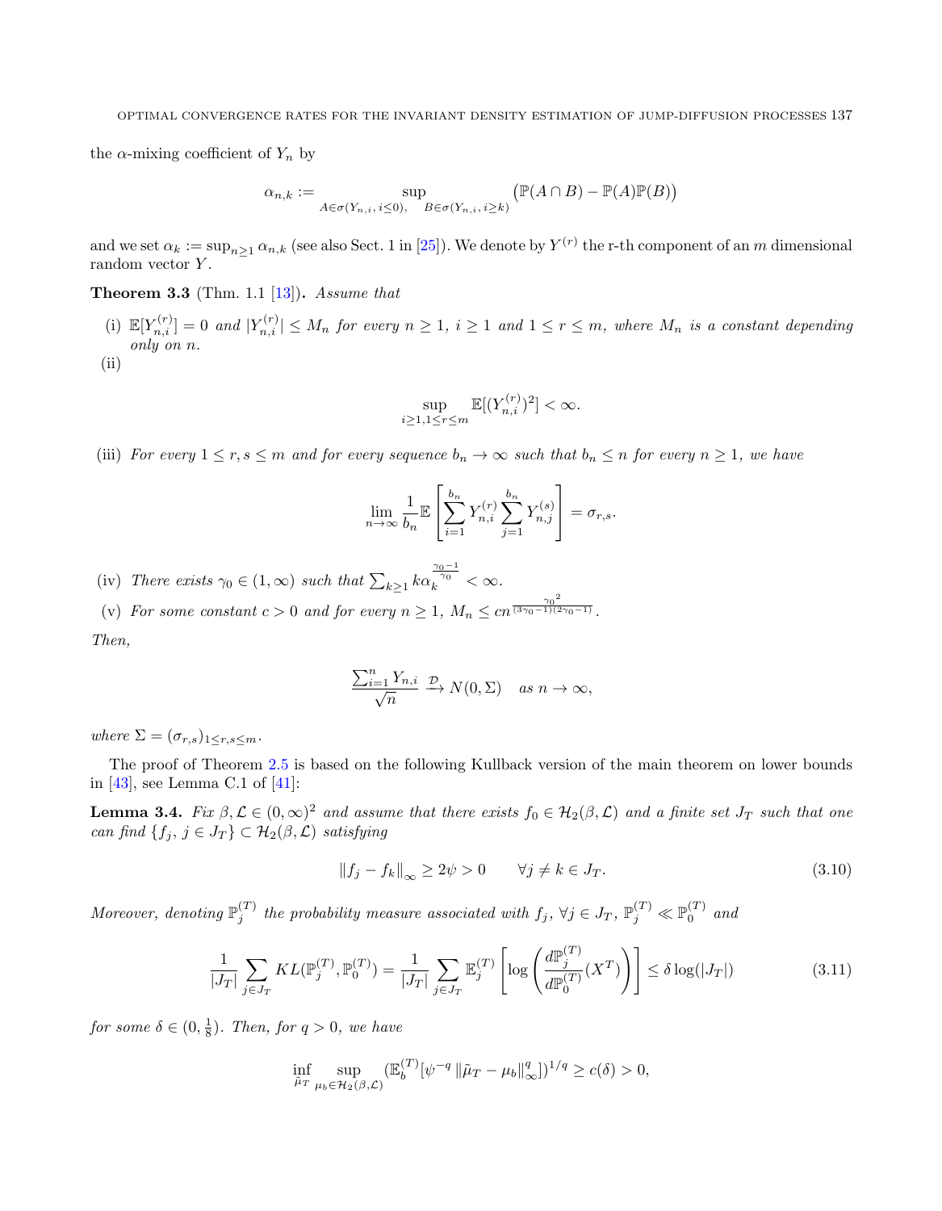the $\alpha$-mixing coefficient of $Y_n$ by

$$\alpha_{n,k} := \sup_{A \in \sigma(Y_{n,i},\, i \leq 0), \quad B \in \sigma(Y_{n,i},\, i \geq k)} \big(\mathbb{P}(A \cap B) - \mathbb{P}(A)\mathbb{P}(B)\big)$$

and we set $\alpha_k := \sup_{n \geq 1} \alpha_{n,k}$ (see also Sect. 1 in [25]). We denote by $Y^{(r)}$ the r-th component of an $m$ dimensional random vector $Y$.

**Theorem 3.3** (Thm. 1.1 [13])**.** *Assume that*

(i) $\mathbb{E}[Y_{n,i}^{(r)}] = 0$ *and* $|Y_{n,i}^{(r)}| \leq M_n$ *for every* $n \geq 1$, $i \geq 1$ *and* $1 \leq r \leq m$, *where* $M_n$ *is a constant depending only on* $n$.

(ii)

$$\sup_{i \geq 1, 1 \leq r \leq m} \mathbb{E}[(Y_{n,i}^{(r)})^2] < \infty.$$

(iii) *For every* $1 \leq r, s \leq m$ *and for every sequence* $b_n \to \infty$ *such that* $b_n \leq n$ *for every* $n \geq 1$, *we have*

$$\lim_{n \to \infty} \frac{1}{b_n} \mathbb{E}\left[\sum_{i=1}^{b_n} Y_{n,i}^{(r)} \sum_{j=1}^{b_n} Y_{n,j}^{(s)}\right] = \sigma_{r,s}.$$

(iv) *There exists* $\gamma_0 \in (1, \infty)$ *such that* $\sum_{k \geq 1} k \alpha_k^{\frac{\gamma_0 - 1}{\gamma_0}} < \infty$.

(v) *For some constant* $c > 0$ *and for every* $n \geq 1$, $M_n \leq c n^{\frac{\gamma_0^2}{(3\gamma_0 - 1)(2\gamma_0 - 1)}}$.

*Then,*

$$\frac{\sum_{i=1}^n Y_{n,i}}{\sqrt{n}} \xrightarrow{\mathcal{D}} N(0, \Sigma) \quad \text{as } n \to \infty,$$

*where* $\Sigma = (\sigma_{r,s})_{1 \leq r,s \leq m}$.

The proof of Theorem 2.5 is based on the following Kullback version of the main theorem on lower bounds in [43], see Lemma C.1 of [41]:

**Lemma 3.4.** *Fix* $\beta, \mathcal{L} \in (0, \infty)^2$ *and assume that there exists* $f_0 \in \mathcal{H}_2(\beta, \mathcal{L})$ *and a finite set* $J_T$ *such that one can find* $\{f_j,\, j \in J_T\} \subset \mathcal{H}_2(\beta, \mathcal{L})$ *satisfying*

$$\|f_j - f_k\|_\infty \geq 2\psi > 0 \qquad \forall j \neq k \in J_T. \tag{3.10}$$

*Moreover, denoting* $\mathbb{P}_j^{(T)}$ *the probability measure associated with* $f_j$, $\forall j \in J_T$, $\mathbb{P}_j^{(T)} \ll \mathbb{P}_0^{(T)}$ *and*

$$\frac{1}{|J_T|} \sum_{j \in J_T} KL(\mathbb{P}_j^{(T)}, \mathbb{P}_0^{(T)}) = \frac{1}{|J_T|} \sum_{j \in J_T} \mathbb{E}_j^{(T)}\left[\log\left(\frac{d\mathbb{P}_j^{(T)}}{d\mathbb{P}_0^{(T)}}(X^T)\right)\right] \leq \delta \log(|J_T|) \tag{3.11}$$

*for some* $\delta \in (0, \frac{1}{8})$. *Then, for* $q > 0$, *we have*

$$\inf_{\tilde{\mu}_T} \sup_{\mu_b \in \mathcal{H}_2(\beta, \mathcal{L})} (\mathbb{E}_b^{(T)}[\psi^{-q} \|\tilde{\mu}_T - \mu_b\|_\infty^q])^{1/q} \geq c(\delta) > 0,$$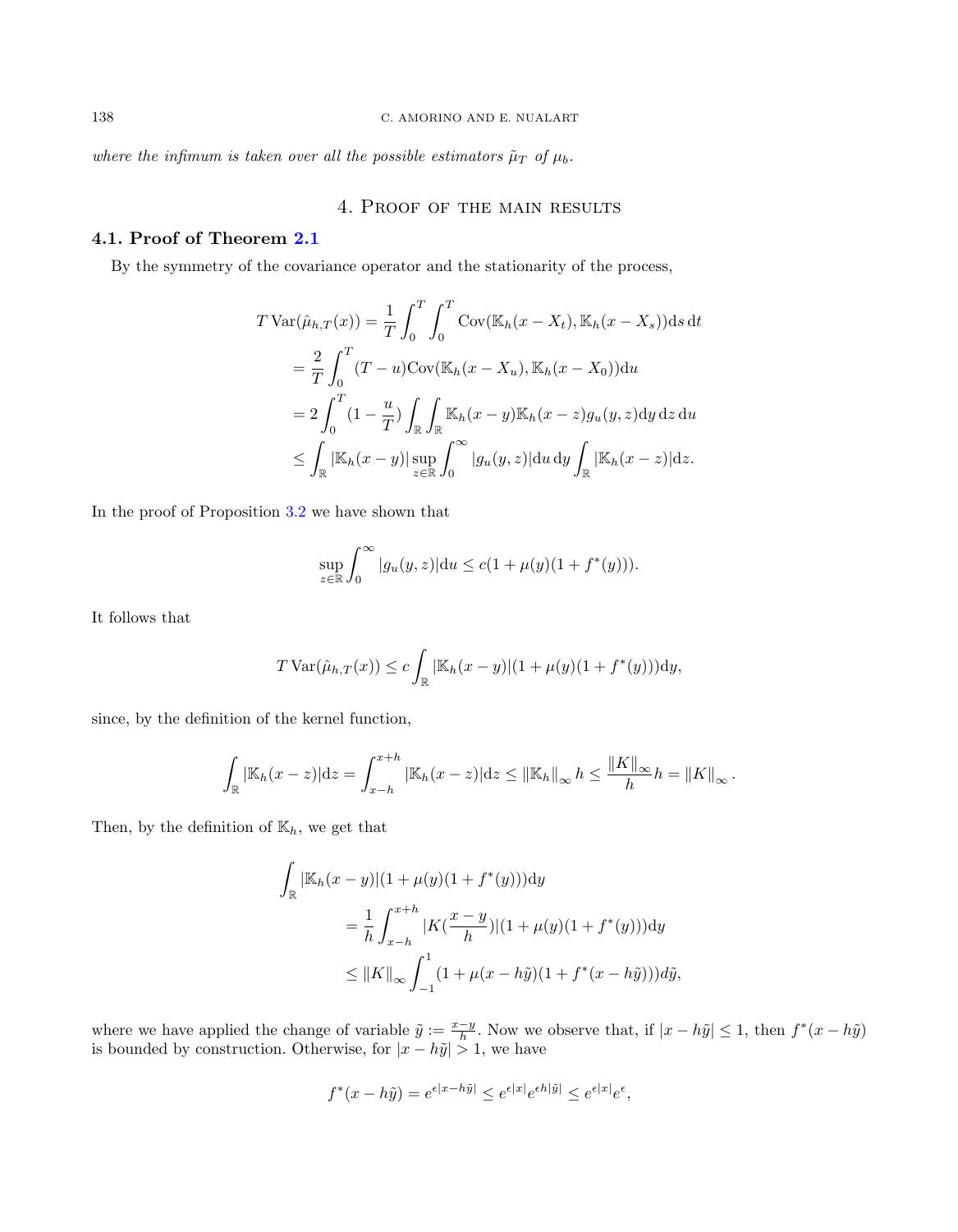*where the infimum is taken over all the possible estimators $\tilde{\mu}_T$ of $\mu_b$.*

# 4. Proof of the main results

## 4.1. Proof of Theorem 2.1

By the symmetry of the covariance operator and the stationarity of the process,

$$
\begin{aligned}
T\,\mathrm{Var}(\hat{\mu}_{h,T}(x)) &= \frac{1}{T}\int_0^T\int_0^T \mathrm{Cov}(\mathbb{K}_h(x-X_t),\mathbb{K}_h(x-X_s))\mathrm{d}s\,\mathrm{d}t \\
&= \frac{2}{T}\int_0^T (T-u)\mathrm{Cov}(\mathbb{K}_h(x-X_u),\mathbb{K}_h(x-X_0))\mathrm{d}u \\
&= 2\int_0^T (1-\frac{u}{T})\int_{\mathbb{R}}\int_{\mathbb{R}} \mathbb{K}_h(x-y)\mathbb{K}_h(x-z)g_u(y,z)\mathrm{d}y\,\mathrm{d}z\,\mathrm{d}u \\
&\leq \int_{\mathbb{R}} |\mathbb{K}_h(x-y)| \sup_{z\in\mathbb{R}}\int_0^\infty |g_u(y,z)|\mathrm{d}u\,\mathrm{d}y \int_{\mathbb{R}} |\mathbb{K}_h(x-z)|\mathrm{d}z.
\end{aligned}
$$

In the proof of Proposition 3.2 we have shown that

$$
\sup_{z\in\mathbb{R}}\int_0^\infty |g_u(y,z)|\mathrm{d}u \leq c(1+\mu(y)(1+f^*(y))).
$$

It follows that

$$
T\,\mathrm{Var}(\hat{\mu}_{h,T}(x)) \leq c\int_{\mathbb{R}} |\mathbb{K}_h(x-y)|(1+\mu(y)(1+f^*(y)))\mathrm{d}y,
$$

since, by the definition of the kernel function,

$$
\int_{\mathbb{R}} |\mathbb{K}_h(x-z)|\mathrm{d}z = \int_{x-h}^{x+h} |\mathbb{K}_h(x-z)|\mathrm{d}z \leq \|\mathbb{K}_h\|_\infty\, h \leq \frac{\|K\|_\infty}{h}h = \|K\|_\infty\,.
$$

Then, by the definition of $\mathbb{K}_h$, we get that

$$
\begin{aligned}
&\int_{\mathbb{R}} |\mathbb{K}_h(x-y)|(1+\mu(y)(1+f^*(y)))\mathrm{d}y \\
&\qquad = \frac{1}{h}\int_{x-h}^{x+h} |K(\frac{x-y}{h})|(1+\mu(y)(1+f^*(y)))\mathrm{d}y \\
&\qquad \leq \|K\|_\infty \int_{-1}^{1}(1+\mu(x-h\tilde{y})(1+f^*(x-h\tilde{y})))d\tilde{y},
\end{aligned}
$$

where we have applied the change of variable $\tilde{y} := \frac{x-y}{h}$. Now we observe that, if $|x-h\tilde{y}|\leq 1$, then $f^*(x-h\tilde{y})$ is bounded by construction. Otherwise, for $|x-h\tilde{y}|>1$, we have

$$
f^*(x-h\tilde{y}) = e^{\epsilon|x-h\tilde{y}|} \leq e^{\epsilon|x|}e^{\epsilon h|\tilde{y}|} \leq e^{\epsilon|x|}e^{\epsilon},
$$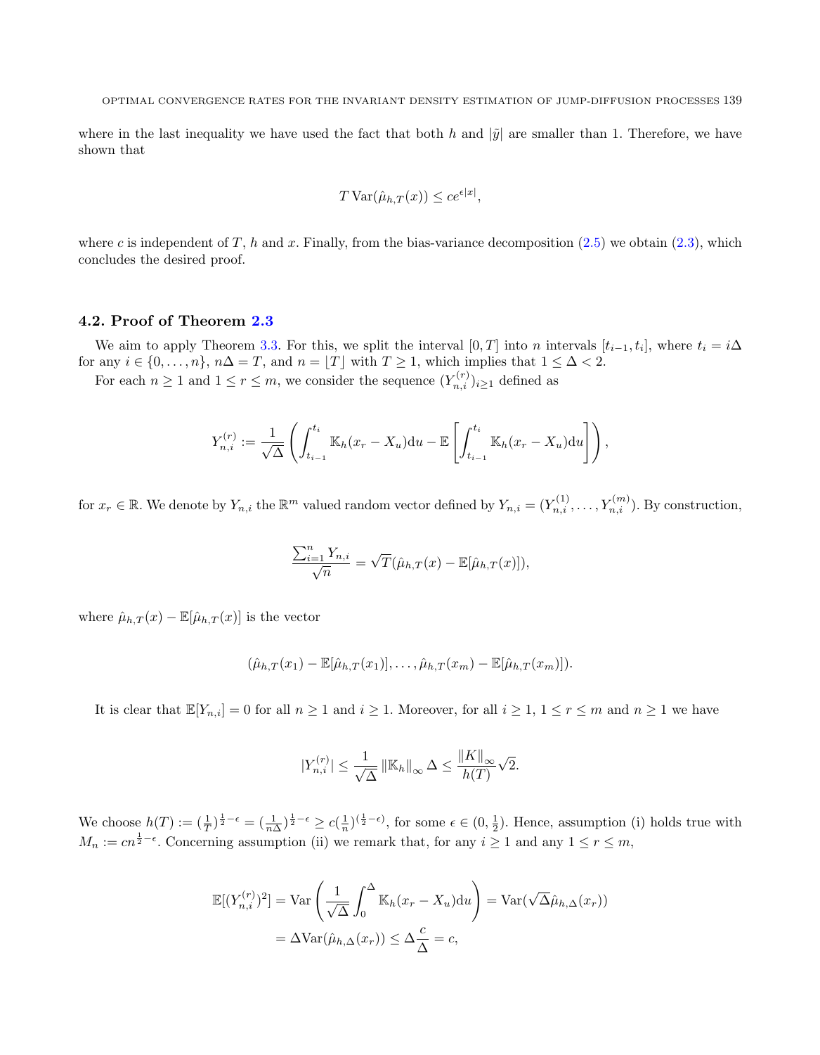where in the last inequality we have used the fact that both $h$ and $|\tilde{y}|$ are smaller than 1. Therefore, we have shown that

$$T\,\mathrm{Var}(\hat{\mu}_{h,T}(x)) \leq ce^{\epsilon|x|},$$

where $c$ is independent of $T$, $h$ and $x$. Finally, from the bias-variance decomposition (2.5) we obtain (2.3), which concludes the desired proof.

### 4.2. Proof of Theorem 2.3

We aim to apply Theorem 3.3. For this, we split the interval $[0, T]$ into $n$ intervals $[t_{i-1}, t_i]$, where $t_i = i\Delta$ for any $i \in \{0, \dots, n\}$, $n\Delta = T$, and $n = \lfloor T \rfloor$ with $T \geq 1$, which implies that $1 \leq \Delta < 2$.

For each $n \geq 1$ and $1 \leq r \leq m$, we consider the sequence $(Y_{n,i}^{(r)})_{i\geq 1}$ defined as

$$Y_{n,i}^{(r)} := \frac{1}{\sqrt{\Delta}}\left(\int_{t_{i-1}}^{t_i} \mathbb{K}_h(x_r - X_u)\mathrm{d}u - \mathbb{E}\left[\int_{t_{i-1}}^{t_i} \mathbb{K}_h(x_r - X_u)\mathrm{d}u\right]\right),$$

for $x_r \in \mathbb{R}$. We denote by $Y_{n,i}$ the $\mathbb{R}^m$ valued random vector defined by $Y_{n,i} = (Y_{n,i}^{(1)}, \dots, Y_{n,i}^{(m)})$. By construction,

$$\frac{\sum_{i=1}^n Y_{n,i}}{\sqrt{n}} = \sqrt{T}(\hat{\mu}_{h,T}(x) - \mathbb{E}[\hat{\mu}_{h,T}(x)]),$$

where $\hat{\mu}_{h,T}(x) - \mathbb{E}[\hat{\mu}_{h,T}(x)]$ is the vector

$$(\hat{\mu}_{h,T}(x_1) - \mathbb{E}[\hat{\mu}_{h,T}(x_1)], \dots, \hat{\mu}_{h,T}(x_m) - \mathbb{E}[\hat{\mu}_{h,T}(x_m)]).$$

It is clear that $\mathbb{E}[Y_{n,i}] = 0$ for all $n \geq 1$ and $i \geq 1$. Moreover, for all $i \geq 1$, $1 \leq r \leq m$ and $n \geq 1$ we have

$$|Y_{n,i}^{(r)}| \leq \frac{1}{\sqrt{\Delta}} \|\mathbb{K}_h\|_\infty \Delta \leq \frac{\|K\|_\infty}{h(T)}\sqrt{2}.$$

We choose $h(T) := (\frac{1}{T})^{\frac{1}{2}-\epsilon} = (\frac{1}{n\Delta})^{\frac{1}{2}-\epsilon} \geq c(\frac{1}{n})^{(\frac{1}{2}-\epsilon)}$, for some $\epsilon \in (0, \frac{1}{2})$. Hence, assumption (i) holds true with $M_n := cn^{\frac{1}{2}-\epsilon}$. Concerning assumption (ii) we remark that, for any $i \geq 1$ and any $1 \leq r \leq m$,

$$\begin{aligned}
\mathbb{E}[(Y_{n,i}^{(r)})^2] &= \mathrm{Var}\left(\frac{1}{\sqrt{\Delta}}\int_0^\Delta \mathbb{K}_h(x_r - X_u)\mathrm{d}u\right) = \mathrm{Var}(\sqrt{\Delta}\hat{\mu}_{h,\Delta}(x_r)) \\
&= \Delta \mathrm{Var}(\hat{\mu}_{h,\Delta}(x_r)) \leq \Delta\frac{c}{\Delta} = c,
\end{aligned}$$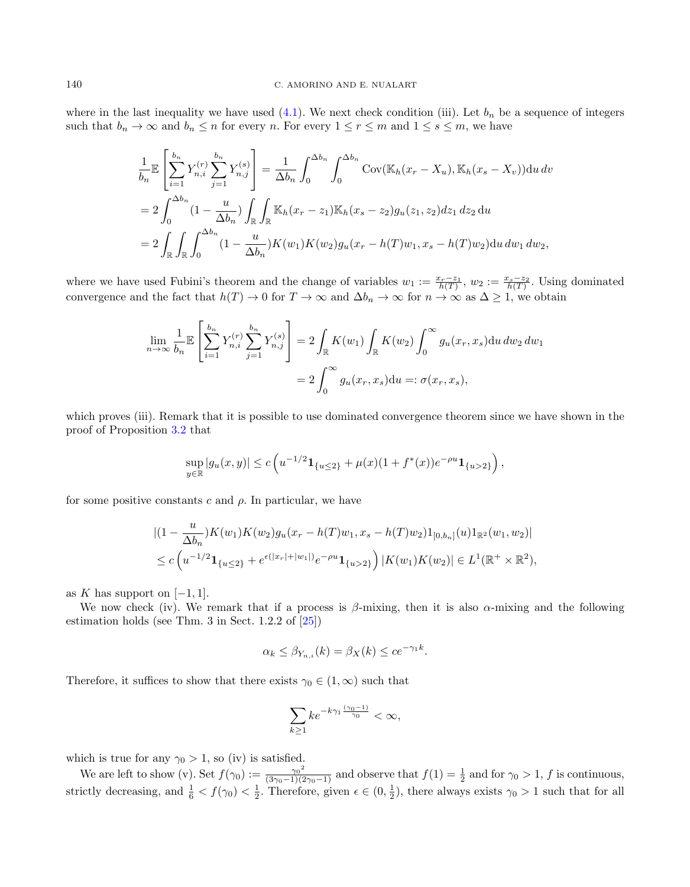where in the last inequality we have used (4.1). We next check condition (iii). Let $b_n$ be a sequence of integers such that $b_n \to \infty$ and $b_n \leq n$ for every $n$. For every $1 \leq r \leq m$ and $1 \leq s \leq m$, we have

$$
\begin{aligned}
\frac{1}{b_n}\mathbb{E}\left[\sum_{i=1}^{b_n} Y_{n,i}^{(r)} \sum_{j=1}^{b_n} Y_{n,j}^{(s)}\right] &= \frac{1}{\Delta b_n}\int_0^{\Delta b_n}\int_0^{\Delta b_n} \mathrm{Cov}(\mathbb{K}_h(x_r - X_u), \mathbb{K}_h(x_s - X_v))\mathrm{d}u\, dv \\
&= 2\int_0^{\Delta b_n}(1-\frac{u}{\Delta b_n})\int_{\mathbb{R}}\int_{\mathbb{R}} \mathbb{K}_h(x_r - z_1)\mathbb{K}_h(x_s - z_2) g_u(z_1, z_2) dz_1\, dz_2\, \mathrm{d}u \\
&= 2\int_{\mathbb{R}}\int_{\mathbb{R}}\int_0^{\Delta b_n}(1-\frac{u}{\Delta b_n}) K(w_1)K(w_2) g_u(x_r - h(T)w_1, x_s - h(T)w_2)\mathrm{d}u\, dw_1\, dw_2,
\end{aligned}
$$

where we have used Fubini's theorem and the change of variables $w_1 := \frac{x_r - z_1}{h(T)}$, $w_2 := \frac{x_s - z_2}{h(T)}$. Using dominated convergence and the fact that $h(T) \to 0$ for $T \to \infty$ and $\Delta b_n \to \infty$ for $n \to \infty$ as $\Delta \geq 1$, we obtain

$$
\begin{aligned}
\lim_{n\to\infty}\frac{1}{b_n}\mathbb{E}\left[\sum_{i=1}^{b_n} Y_{n,i}^{(r)} \sum_{j=1}^{b_n} Y_{n,j}^{(s)}\right] &= 2\int_{\mathbb{R}} K(w_1)\int_{\mathbb{R}} K(w_2)\int_0^{\infty} g_u(x_r, x_s)\mathrm{d}u\, dw_2\, dw_1 \\
&= 2\int_0^{\infty} g_u(x_r, x_s)\mathrm{d}u =: \sigma(x_r, x_s),
\end{aligned}
$$

which proves (iii). Remark that it is possible to use dominated convergence theorem since we have shown in the proof of Proposition 3.2 that

$$
\sup_{y\in\mathbb{R}} |g_u(x,y)| \leq c\left(u^{-1/2}\mathbf{1}_{\{u\leq 2\}} + \mu(x)(1+f^*(x))e^{-\rho u}\mathbf{1}_{\{u>2\}}\right),
$$

for some positive constants $c$ and $\rho$. In particular, we have

$$
\begin{aligned}
&|(1-\frac{u}{\Delta b_n})K(w_1)K(w_2)g_u(x_r - h(T)w_1, x_s - h(T)w_2)1_{[0,b_n]}(u)1_{\mathbb{R}^2}(w_1,w_2)| \\
&\leq c\left(u^{-1/2}\mathbf{1}_{\{u\leq 2\}} + e^{\epsilon(|x_r|+|w_1|)}e^{-\rho u}\mathbf{1}_{\{u>2\}}\right)|K(w_1)K(w_2)| \in L^1(\mathbb{R}^+\times\mathbb{R}^2),
\end{aligned}
$$

as $K$ has support on $[-1,1]$.

We now check (iv). We remark that if a process is $\beta$-mixing, then it is also $\alpha$-mixing and the following estimation holds (see Thm. 3 in Sect. 1.2.2 of [25])

$$
\alpha_k \leq \beta_{Y_{n,i}}(k) = \beta_X(k) \leq ce^{-\gamma_1 k}.
$$

Therefore, it suffices to show that there exists $\gamma_0 \in (1,\infty)$ such that

$$
\sum_{k\geq 1} ke^{-k\gamma_1\frac{(\gamma_0 - 1)}{\gamma_0}} < \infty,
$$

which is true for any $\gamma_0 > 1$, so (iv) is satisfied.

We are left to show (v). Set $f(\gamma_0) := \frac{{\gamma_0}^2}{(3\gamma_0 - 1)(2\gamma_0 - 1)}$ and observe that $f(1) = \frac{1}{2}$ and for $\gamma_0 > 1$, $f$ is continuous, strictly decreasing, and $\frac{1}{6} < f(\gamma_0) < \frac{1}{2}$. Therefore, given $\epsilon \in (0, \frac{1}{2})$, there always exists $\gamma_0 > 1$ such that for all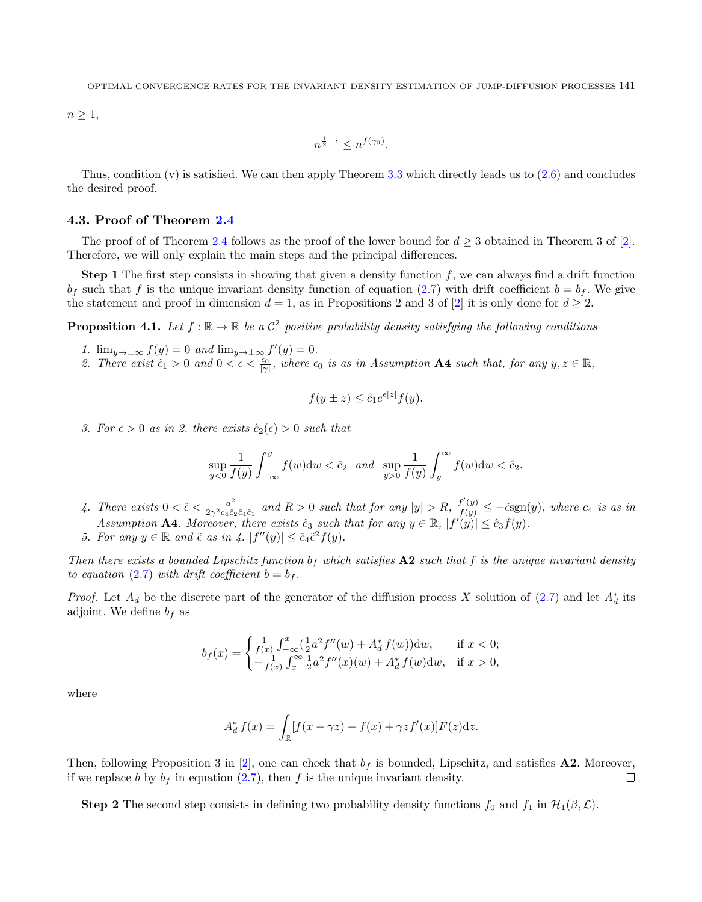$n \geq 1$,

$$n^{\frac{1}{2}-\epsilon} \leq n^{f(\gamma_0)}.$$

Thus, condition (v) is satisfied. We can then apply Theorem 3.3 which directly leads us to (2.6) and concludes the desired proof.

### 4.3. Proof of Theorem 2.4

The proof of of Theorem 2.4 follows as the proof of the lower bound for $d \geq 3$ obtained in Theorem 3 of [2]. Therefore, we will only explain the main steps and the principal differences.

**Step 1** The first step consists in showing that given a density function $f$, we can always find a drift function $b_f$ such that $f$ is the unique invariant density function of equation (2.7) with drift coefficient $b = b_f$. We give the statement and proof in dimension $d = 1$, as in Propositions 2 and 3 of [2] it is only done for $d \geq 2$.

**Proposition 4.1.** *Let $f : \mathbb{R} \to \mathbb{R}$ be a $\mathcal{C}^2$ positive probability density satisfying the following conditions*

1. $\lim_{y\to\pm\infty} f(y) = 0$ *and* $\lim_{y\to\pm\infty} f'(y) = 0$.
2. *There exist $\hat{c}_1 > 0$ and $0 < \epsilon < \frac{\epsilon_0}{|\gamma|}$, where $\epsilon_0$ is as in Assumption* **A4** *such that, for any $y, z \in \mathbb{R}$,*

$$f(y \pm z) \leq \hat{c}_1 e^{\epsilon|z|} f(y).$$

3. *For $\epsilon > 0$ as in 2. there exists $\hat{c}_2(\epsilon) > 0$ such that*

$$\sup_{y<0} \frac{1}{f(y)} \int_{-\infty}^{y} f(w)\mathrm{d}w < \hat{c}_2 \quad \text{and} \quad \sup_{y>0} \frac{1}{f(y)} \int_{y}^{\infty} f(w)\mathrm{d}w < \hat{c}_2.$$

4. *There exists $0 < \tilde{\epsilon} < \frac{a^2}{2\gamma^2 c_4 \hat{c}_2 \hat{c}_4 \hat{c}_1}$ and $R > 0$ such that for any $|y| > R$, $\frac{f'(y)}{f(y)} \leq -\tilde{\epsilon}\,\mathrm{sgn}(y)$, where $c_4$ is as in Assumption* **A4**. *Moreover, there exists $\hat{c}_3$ such that for any $y \in \mathbb{R}$, $|f'(y)| \leq \hat{c}_3 f(y)$.*
5. *For any $y \in \mathbb{R}$ and $\tilde{\epsilon}$ as in 4. $|f''(y)| \leq \hat{c}_4 \tilde{\epsilon}^2 f(y)$.*

*Then there exists a bounded Lipschitz function $b_f$ which satisfies* **A2** *such that $f$ is the unique invariant density to equation (2.7) with drift coefficient $b = b_f$.*

*Proof.* Let $A_d$ be the discrete part of the generator of the diffusion process $X$ solution of (2.7) and let $A_d^*$ its adjoint. We define $b_f$ as

$$b_f(x) = \begin{cases} \frac{1}{f(x)} \int_{-\infty}^{x} (\frac{1}{2}a^2 f''(w) + A_d^* f(w))\mathrm{d}w, & \text{if } x < 0; \\ -\frac{1}{f(x)} \int_{x}^{\infty} \frac{1}{2}a^2 f''(x)(w) + A_d^* f(w)\mathrm{d}w, & \text{if } x > 0, \end{cases}$$

where

$$A_d^* f(x) = \int_{\mathbb{R}} [f(x - \gamma z) - f(x) + \gamma z f'(x)] F(z)\mathrm{d}z.$$

Then, following Proposition 3 in [2], one can check that $b_f$ is bounded, Lipschitz, and satisfies **A2**. Moreover, if we replace $b$ by $b_f$ in equation (2.7), then $f$ is the unique invariant density. $\square$

**Step 2** The second step consists in defining two probability density functions $f_0$ and $f_1$ in $\mathcal{H}_1(\beta, \mathcal{L})$.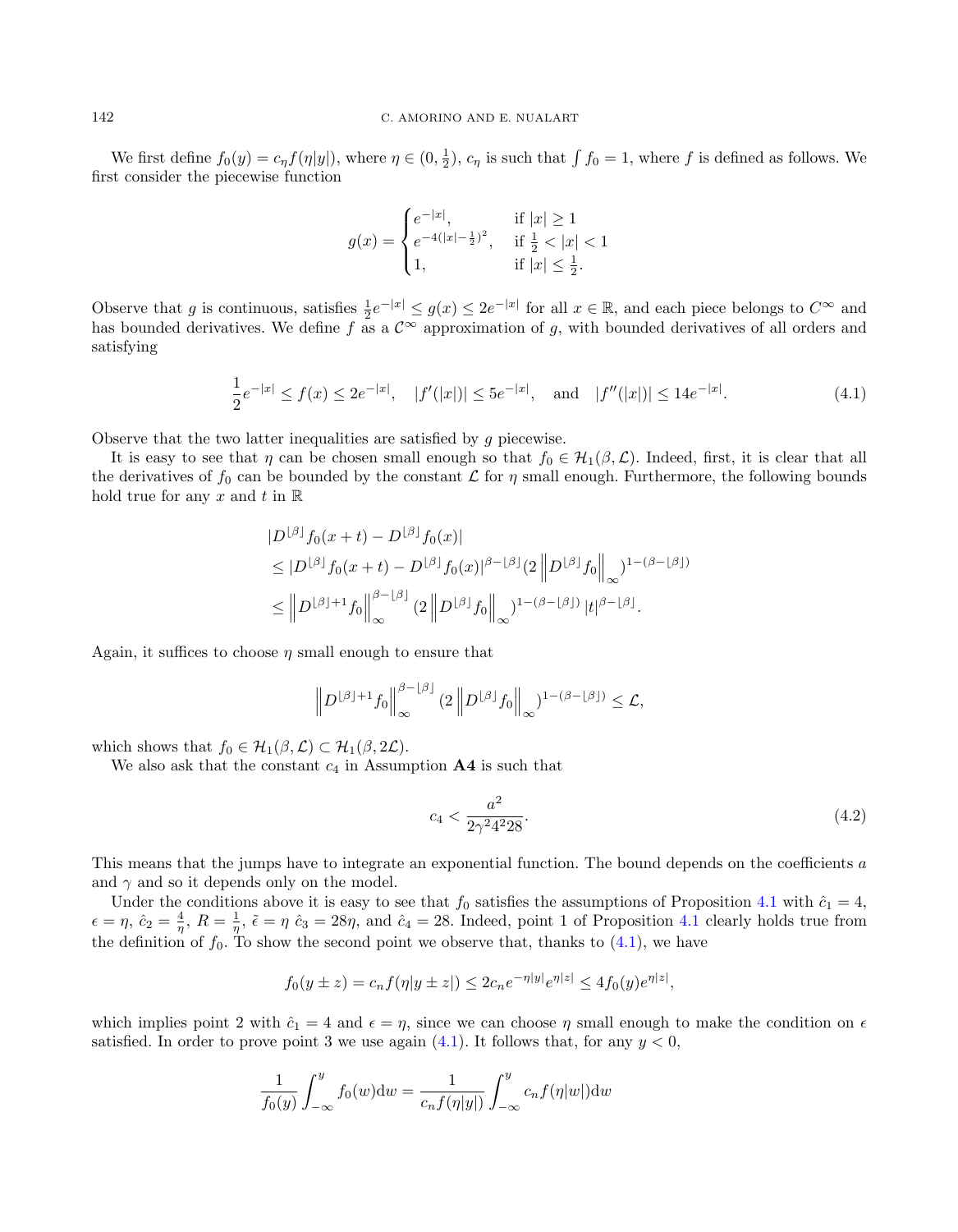We first define $f_0(y) = c_\eta f(\eta|y|)$, where $\eta \in (0, \frac{1}{2})$, $c_\eta$ is such that $\int f_0 = 1$, where $f$ is defined as follows. We first consider the piecewise function

$$
g(x) = \begin{cases} e^{-|x|}, & \text{if } |x| \geq 1 \\ e^{-4(|x|-\frac{1}{2})^2}, & \text{if } \frac{1}{2} < |x| < 1 \\ 1, & \text{if } |x| \leq \frac{1}{2}. \end{cases}
$$

Observe that $g$ is continuous, satisfies $\frac{1}{2}e^{-|x|} \leq g(x) \leq 2e^{-|x|}$ for all $x \in \mathbb{R}$, and each piece belongs to $C^\infty$ and has bounded derivatives. We define $f$ as a $\mathcal{C}^\infty$ approximation of $g$, with bounded derivatives of all orders and satisfying

$$
\frac{1}{2}e^{-|x|} \leq f(x) \leq 2e^{-|x|}, \quad |f'(|x|)| \leq 5e^{-|x|}, \quad \text{and} \quad |f''(|x|)| \leq 14e^{-|x|}. \tag{4.1}
$$

Observe that the two latter inequalities are satisfied by $g$ piecewise.

It is easy to see that $\eta$ can be chosen small enough so that $f_0 \in \mathcal{H}_1(\beta, \mathcal{L})$. Indeed, first, it is clear that all the derivatives of $f_0$ can be bounded by the constant $\mathcal{L}$ for $\eta$ small enough. Furthermore, the following bounds hold true for any $x$ and $t$ in $\mathbb{R}$

$$
\begin{aligned}
&|D^{\lfloor \beta \rfloor} f_0(x+t) - D^{\lfloor \beta \rfloor} f_0(x)| \\
&\leq |D^{\lfloor \beta \rfloor} f_0(x+t) - D^{\lfloor \beta \rfloor} f_0(x)|^{\beta - \lfloor \beta \rfloor} (2 \left\| D^{\lfloor \beta \rfloor} f_0 \right\|_\infty)^{1-(\beta - \lfloor \beta \rfloor)} \\
&\leq \left\| D^{\lfloor \beta \rfloor + 1} f_0 \right\|_\infty^{\beta - \lfloor \beta \rfloor} (2 \left\| D^{\lfloor \beta \rfloor} f_0 \right\|_\infty)^{1-(\beta - \lfloor \beta \rfloor)} |t|^{\beta - \lfloor \beta \rfloor}.
\end{aligned}
$$

Again, it suffices to choose $\eta$ small enough to ensure that

$$
\left\| D^{\lfloor \beta \rfloor + 1} f_0 \right\|_\infty^{\beta - \lfloor \beta \rfloor} (2 \left\| D^{\lfloor \beta \rfloor} f_0 \right\|_\infty)^{1-(\beta - \lfloor \beta \rfloor)} \leq \mathcal{L},
$$

which shows that $f_0 \in \mathcal{H}_1(\beta, \mathcal{L}) \subset \mathcal{H}_1(\beta, 2\mathcal{L})$.

We also ask that the constant $c_4$ in Assumption **A4** is such that

$$
c_4 < \frac{a^2}{2\gamma^2 4^2 28}. \tag{4.2}
$$

This means that the jumps have to integrate an exponential function. The bound depends on the coefficients $a$ and $\gamma$ and so it depends only on the model.

Under the conditions above it is easy to see that $f_0$ satisfies the assumptions of Proposition 4.1 with $\hat{c}_1 = 4$, $\epsilon = \eta$, $\hat{c}_2 = \frac{4}{\eta}$, $R = \frac{1}{\eta}$, $\tilde{\epsilon} = \eta$ $\hat{c}_3 = 28\eta$, and $\hat{c}_4 = 28$. Indeed, point 1 of Proposition 4.1 clearly holds true from the definition of $f_0$. To show the second point we observe that, thanks to (4.1), we have

$$
f_0(y \pm z) = c_n f(\eta|y \pm z|) \leq 2c_n e^{-\eta|y|} e^{\eta|z|} \leq 4f_0(y)e^{\eta|z|},
$$

which implies point 2 with $\hat{c}_1 = 4$ and $\epsilon = \eta$, since we can choose $\eta$ small enough to make the condition on $\epsilon$ satisfied. In order to prove point 3 we use again (4.1). It follows that, for any $y < 0$,

$$
\frac{1}{f_0(y)} \int_{-\infty}^{y} f_0(w) \mathrm{d}w = \frac{1}{c_n f(\eta|y|)} \int_{-\infty}^{y} c_n f(\eta|w|) \mathrm{d}w
$$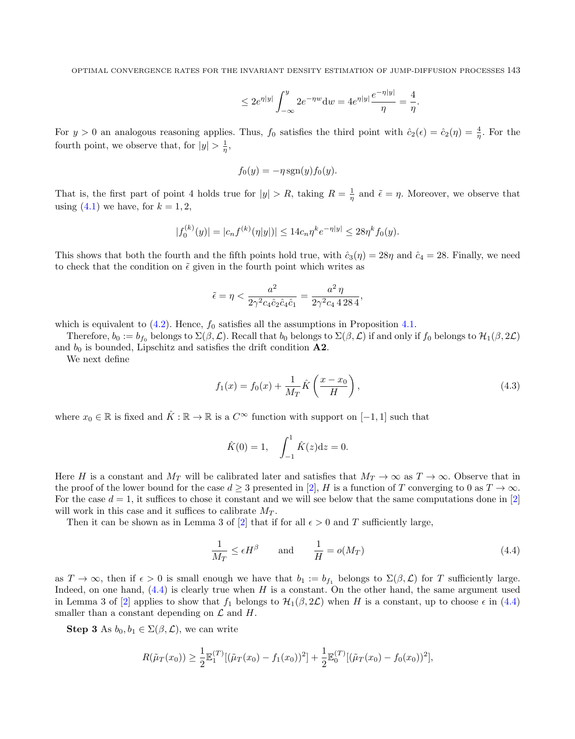$$\leq 2e^{\eta|y|}\int_{-\infty}^{y} 2e^{-\eta w}\mathrm{d}w = 4e^{\eta|y|}\frac{e^{-\eta|y|}}{\eta} = \frac{4}{\eta}.$$

For $y > 0$ an analogous reasoning applies. Thus, $f_0$ satisfies the third point with $\hat{c}_2(\epsilon) = \hat{c}_2(\eta) = \frac{4}{\eta}$. For the fourth point, we observe that, for $|y| > \frac{1}{\eta}$,

$$f_0(y) = -\eta\,\mathrm{sgn}(y) f_0(y).$$

That is, the first part of point 4 holds true for $|y| > R$, taking $R = \frac{1}{\eta}$ and $\tilde{\epsilon} = \eta$. Moreover, we observe that using (4.1) we have, for $k = 1, 2$,

$$|f_0^{(k)}(y)| = |c_n f^{(k)}(\eta|y|)| \leq 14 c_n \eta^k e^{-\eta|y|} \leq 28\eta^k f_0(y).$$

This shows that both the fourth and the fifth points hold true, with $\hat{c}_3(\eta) = 28\eta$ and $\hat{c}_4 = 28$. Finally, we need to check that the condition on $\tilde{\epsilon}$ given in the fourth point which writes as

$$\tilde{\epsilon} = \eta < \frac{a^2}{2\gamma^2 c_4 \hat{c}_2 \hat{c}_4 \hat{c}_1} = \frac{a^2\,\eta}{2\gamma^2 c_4\, 4\, 28\, 4},$$

which is equivalent to (4.2). Hence, $f_0$ satisfies all the assumptions in Proposition 4.1.

Therefore, $b_0 := b_{f_0}$ belongs to $\Sigma(\beta, \mathcal{L})$. Recall that $b_0$ belongs to $\Sigma(\beta, \mathcal{L})$ if and only if $f_0$ belongs to $\mathcal{H}_1(\beta, 2\mathcal{L})$ and $b_0$ is bounded, Lipschitz and satisfies the drift condition **A2**.

We next define

$$f_1(x) = f_0(x) + \frac{1}{M_T}\hat{K}\left(\frac{x - x_0}{H}\right), \tag{4.3}$$

where $x_0 \in \mathbb{R}$ is fixed and $\hat{K} : \mathbb{R} \to \mathbb{R}$ is a $C^\infty$ function with support on $[-1, 1]$ such that

$$\hat{K}(0) = 1, \quad \int_{-1}^{1}\hat{K}(z)\mathrm{d}z = 0.$$

Here $H$ is a constant and $M_T$ will be calibrated later and satisfies that $M_T \to \infty$ as $T \to \infty$. Observe that in the proof of the lower bound for the case $d \geq 3$ presented in [2], $H$ is a function of $T$ converging to 0 as $T \to \infty$. For the case $d = 1$, it suffices to chose it constant and we will see below that the same computations done in [2] will work in this case and it suffices to calibrate $M_T$.

Then it can be shown as in Lemma 3 of [2] that if for all $\epsilon > 0$ and $T$ sufficiently large,

$$\frac{1}{M_T} \leq \epsilon H^\beta \qquad \text{and} \qquad \frac{1}{H} = o(M_T) \tag{4.4}$$

as $T \to \infty$, then if $\epsilon > 0$ is small enough we have that $b_1 := b_{f_1}$ belongs to $\Sigma(\beta, \mathcal{L})$ for $T$ sufficiently large. Indeed, on one hand, (4.4) is clearly true when $H$ is a constant. On the other hand, the same argument used in Lemma 3 of [2] applies to show that $f_1$ belongs to $\mathcal{H}_1(\beta, 2\mathcal{L})$ when $H$ is a constant, up to choose $\epsilon$ in (4.4) smaller than a constant depending on $\mathcal{L}$ and $H$.

**Step 3** As $b_0, b_1 \in \Sigma(\beta, \mathcal{L})$, we can write

$$R(\tilde{\mu}_T(x_0)) \geq \frac{1}{2}\mathbb{E}_1^{(T)}[(\tilde{\mu}_T(x_0) - f_1(x_0))^2] + \frac{1}{2}\mathbb{E}_0^{(T)}[(\tilde{\mu}_T(x_0) - f_0(x_0))^2],$$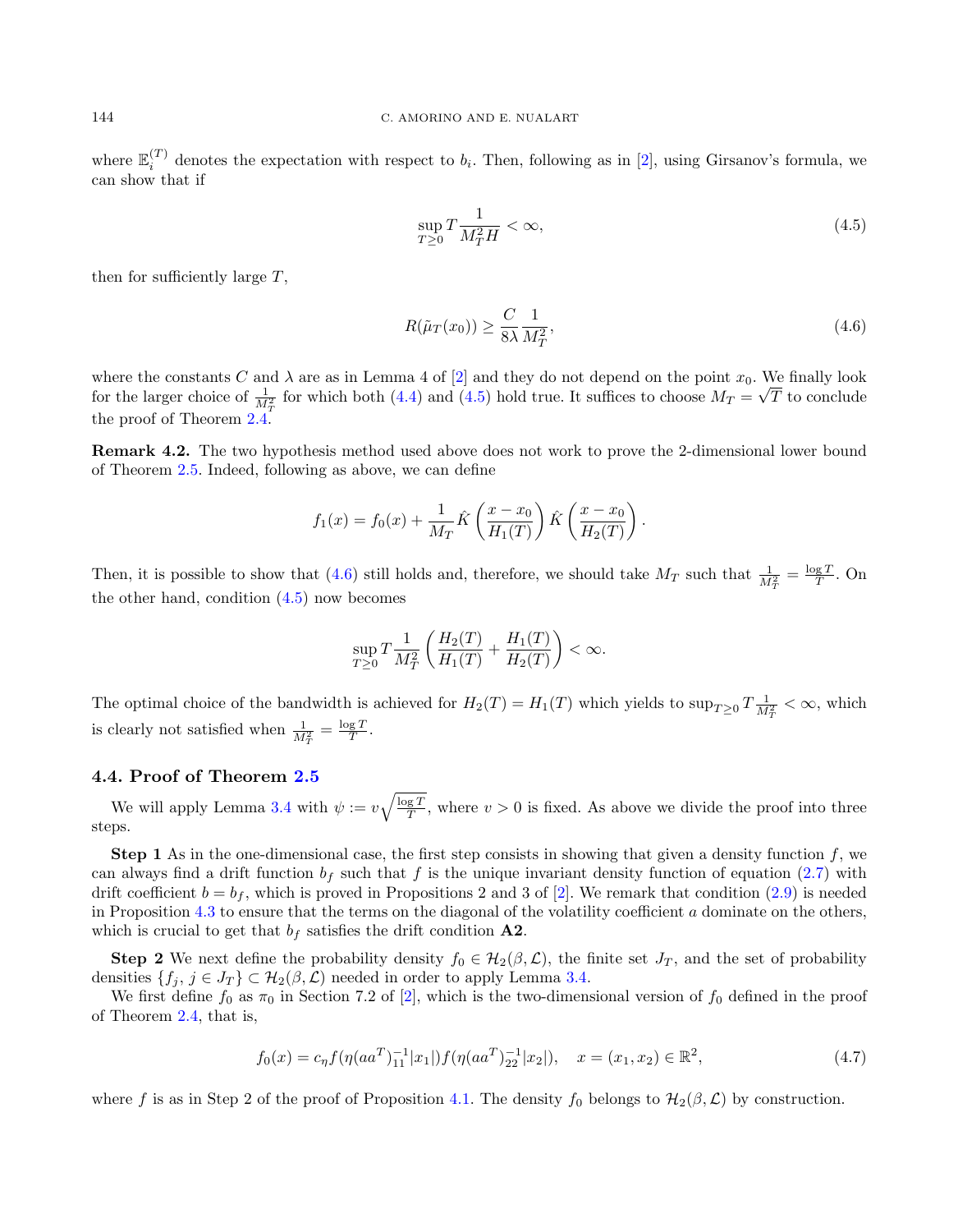where $\mathbb{E}_i^{(T)}$ denotes the expectation with respect to $b_i$. Then, following as in [2], using Girsanov's formula, we can show that if

$$\sup_{T\geq 0} T \frac{1}{M_T^2 H} < \infty, \tag{4.5}$$

then for sufficiently large $T$,

$$R(\tilde{\mu}_T(x_0)) \geq \frac{C}{8\lambda} \frac{1}{M_T^2}, \tag{4.6}$$

where the constants $C$ and $\lambda$ are as in Lemma 4 of [2] and they do not depend on the point $x_0$. We finally look for the larger choice of $\frac{1}{M_T^2}$ for which both (4.4) and (4.5) hold true. It suffices to choose $M_T = \sqrt{T}$ to conclude the proof of Theorem 2.4.

**Remark 4.2.** The two hypothesis method used above does not work to prove the 2-dimensional lower bound of Theorem 2.5. Indeed, following as above, we can define

$$f_1(x) = f_0(x) + \frac{1}{M_T} \hat{K}\left(\frac{x - x_0}{H_1(T)}\right) \hat{K}\left(\frac{x - x_0}{H_2(T)}\right).$$

Then, it is possible to show that (4.6) still holds and, therefore, we should take $M_T$ such that $\frac{1}{M_T^2} = \frac{\log T}{T}$. On the other hand, condition (4.5) now becomes

$$\sup_{T\geq 0} T \frac{1}{M_T^2} \left(\frac{H_2(T)}{H_1(T)} + \frac{H_1(T)}{H_2(T)}\right) < \infty.$$

The optimal choice of the bandwidth is achieved for $H_2(T) = H_1(T)$ which yields to $\sup_{T\geq 0} T \frac{1}{M_T^2} < \infty$, which is clearly not satisfied when $\frac{1}{M_T^2} = \frac{\log T}{T}$.

### 4.4. Proof of Theorem 2.5

We will apply Lemma 3.4 with $\psi := v\sqrt{\frac{\log T}{T}}$, where $v > 0$ is fixed. As above we divide the proof into three steps.

**Step 1** As in the one-dimensional case, the first step consists in showing that given a density function $f$, we can always find a drift function $b_f$ such that $f$ is the unique invariant density function of equation (2.7) with drift coefficient $b = b_f$, which is proved in Propositions 2 and 3 of [2]. We remark that condition (2.9) is needed in Proposition 4.3 to ensure that the terms on the diagonal of the volatility coefficient $a$ dominate on the others, which is crucial to get that $b_f$ satisfies the drift condition **A2**.

**Step 2** We next define the probability density $f_0 \in \mathcal{H}_2(\beta, \mathcal{L})$, the finite set $J_T$, and the set of probability densities $\{f_j,\, j \in J_T\} \subset \mathcal{H}_2(\beta, \mathcal{L})$ needed in order to apply Lemma 3.4.

We first define $f_0$ as $\pi_0$ in Section 7.2 of [2], which is the two-dimensional version of $f_0$ defined in the proof of Theorem 2.4, that is,

$$f_0(x) = c_\eta f(\eta (aa^T)^{-1}_{11}|x_1|) f(\eta (aa^T)^{-1}_{22}|x_2|), \quad x = (x_1, x_2) \in \mathbb{R}^2, \tag{4.7}$$

where $f$ is as in Step 2 of the proof of Proposition 4.1. The density $f_0$ belongs to $\mathcal{H}_2(\beta, \mathcal{L})$ by construction.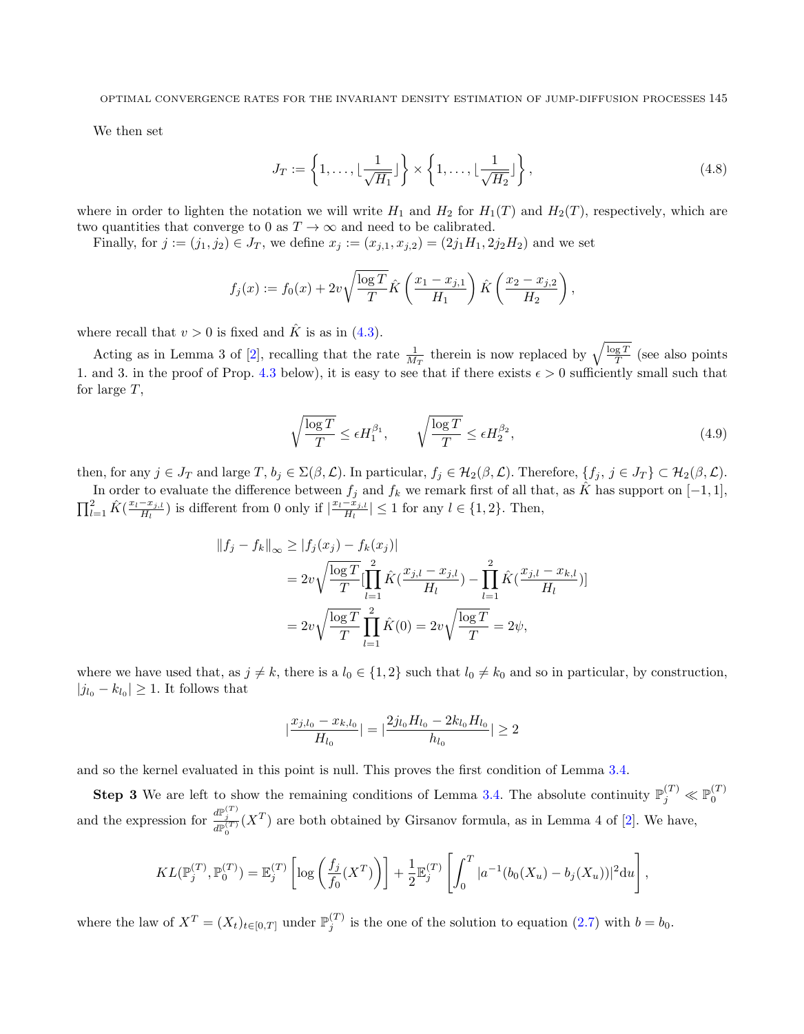We then set

$$J_T := \left\{1, \dots, \lfloor \frac{1}{\sqrt{H_1}} \rfloor \right\} \times \left\{1, \dots, \lfloor \frac{1}{\sqrt{H_2}} \rfloor \right\}, \tag{4.8}$$

where in order to lighten the notation we will write $H_1$ and $H_2$ for $H_1(T)$ and $H_2(T)$, respectively, which are two quantities that converge to 0 as $T \to \infty$ and need to be calibrated.

Finally, for $j := (j_1, j_2) \in J_T$, we define $x_j := (x_{j,1}, x_{j,2}) = (2j_1 H_1, 2j_2 H_2)$ and we set

$$f_j(x) := f_0(x) + 2v\sqrt{\frac{\log T}{T}} \hat{K}\left(\frac{x_1 - x_{j,1}}{H_1}\right) \hat{K}\left(\frac{x_2 - x_{j,2}}{H_2}\right),$$

where recall that $v > 0$ is fixed and $\hat{K}$ is as in (4.3).

Acting as in Lemma 3 of [2], recalling that the rate $\frac{1}{M_T}$ therein is now replaced by $\sqrt{\frac{\log T}{T}}$ (see also points 1. and 3. in the proof of Prop. 4.3 below), it is easy to see that if there exists $\epsilon > 0$ sufficiently small such that for large $T$,

$$\sqrt{\frac{\log T}{T}} \le \epsilon H_1^{\beta_1}, \qquad \sqrt{\frac{\log T}{T}} \le \epsilon H_2^{\beta_2}, \tag{4.9}$$

then, for any $j \in J_T$ and large $T$, $b_j \in \Sigma(\beta, \mathcal{L})$. In particular, $f_j \in \mathcal{H}_2(\beta, \mathcal{L})$. Therefore, $\{f_j, \, j \in J_T\} \subset \mathcal{H}_2(\beta, \mathcal{L})$.

In order to evaluate the difference between $f_j$ and $f_k$ we remark first of all that, as $\hat{K}$ has support on $[-1, 1]$, $\prod_{l=1}^2 \hat{K}(\frac{x_l - x_{j,l}}{H_l})$ is different from 0 only if $|\frac{x_l - x_{j,l}}{H_l}| \le 1$ for any $l \in \{1, 2\}$. Then,

$$\begin{aligned}
\|f_j - f_k\|_\infty &\ge |f_j(x_j) - f_k(x_j)| \\
&= 2v\sqrt{\frac{\log T}{T}} [\prod_{l=1}^2 \hat{K}(\frac{x_{j,l} - x_{j,l}}{H_l}) - \prod_{l=1}^2 \hat{K}(\frac{x_{j,l} - x_{k,l}}{H_l})] \\
&= 2v\sqrt{\frac{\log T}{T}} \prod_{l=1}^2 \hat{K}(0) = 2v\sqrt{\frac{\log T}{T}} = 2\psi,
\end{aligned}$$

where we have used that, as $j \neq k$, there is a $l_0 \in \{1, 2\}$ such that $l_0 \neq k_0$ and so in particular, by construction, $|j_{l_0} - k_{l_0}| \ge 1$. It follows that

$$|\frac{x_{j,l_0} - x_{k,l_0}}{H_{l_0}}| = |\frac{2j_{l_0} H_{l_0} - 2k_{l_0} H_{l_0}}{h_{l_0}}| \ge 2$$

and so the kernel evaluated in this point is null. This proves the first condition of Lemma 3.4.

**Step 3** We are left to show the remaining conditions of Lemma 3.4. The absolute continuity $\mathbb{P}_j^{(T)} \ll \mathbb{P}_0^{(T)}$ and the expression for $\frac{d\mathbb{P}_j^{(T)}}{d\mathbb{P}_0^{(T)}}(X^T)$ are both obtained by Girsanov formula, as in Lemma 4 of [2]. We have,

$$KL(\mathbb{P}_j^{(T)}, \mathbb{P}_0^{(T)}) = \mathbb{E}_j^{(T)}\left[\log\left(\frac{f_j}{f_0}(X^T)\right)\right] + \frac{1}{2}\mathbb{E}_j^{(T)}\left[\int_0^T |a^{-1}(b_0(X_u) - b_j(X_u))|^2 du\right],$$

where the law of $X^T = (X_t)_{t \in [0,T]}$ under $\mathbb{P}_j^{(T)}$ is the one of the solution to equation (2.7) with $b = b_0$.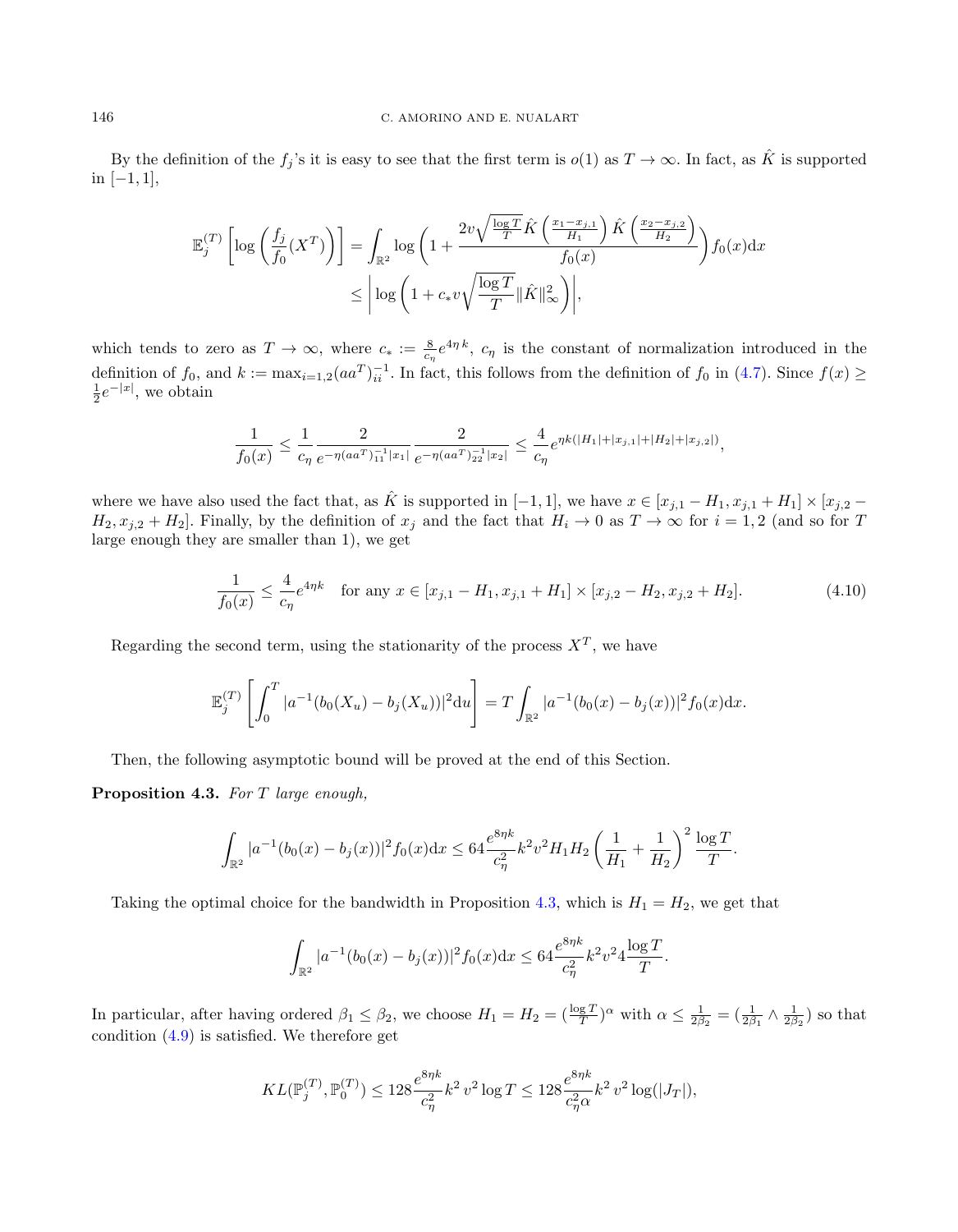By the definition of the $f_j$'s it is easy to see that the first term is $o(1)$ as $T \to \infty$. In fact, as $\hat{K}$ is supported in $[-1,1]$,

$$
\mathbb{E}_j^{(T)}\left[\log\left(\frac{f_j}{f_0}(X^T)\right)\right] = \int_{\mathbb{R}^2} \log\left(1 + \frac{2v\sqrt{\frac{\log T}{T}}\hat{K}\left(\frac{x_1 - x_{j,1}}{H_1}\right)\hat{K}\left(\frac{x_2 - x_{j,2}}{H_2}\right)}{f_0(x)}\right) f_0(x)\mathrm{d}x
$$

$$
\leq \left|\log\left(1 + c_* v\sqrt{\frac{\log T}{T}}\|\hat{K}\|_\infty^2\right)\right|,
$$

which tends to zero as $T \to \infty$, where $c_* := \frac{8}{c_\eta} e^{4\eta k}$, $c_\eta$ is the constant of normalization introduced in the definition of $f_0$, and $k := \max_{i=1,2}(aa^T)_{ii}^{-1}$. In fact, this follows from the definition of $f_0$ in (4.7). Since $f(x) \geq \frac{1}{2}e^{-|x|}$, we obtain

$$
\frac{1}{f_0(x)} \leq \frac{1}{c_\eta}\frac{2}{e^{-\eta(aa^T)_{11}^{-1}|x_1|}}\frac{2}{e^{-\eta(aa^T)_{22}^{-1}|x_2|}} \leq \frac{4}{c_\eta}e^{\eta k(|H_1| + |x_{j,1}| + |H_2| + |x_{j,2}|)},
$$

where we have also used the fact that, as $\hat{K}$ is supported in $[-1,1]$, we have $x \in [x_{j,1} - H_1, x_{j,1} + H_1] \times [x_{j,2} - H_2, x_{j,2} + H_2]$. Finally, by the definition of $x_j$ and the fact that $H_i \to 0$ as $T \to \infty$ for $i = 1,2$ (and so for $T$ large enough they are smaller than 1), we get

$$
\frac{1}{f_0(x)} \leq \frac{4}{c_\eta}e^{4\eta k} \quad \text{for any } x \in [x_{j,1} - H_1, x_{j,1} + H_1] \times [x_{j,2} - H_2, x_{j,2} + H_2]. \tag{4.10}
$$

Regarding the second term, using the stationarity of the process $X^T$, we have

$$
\mathbb{E}_j^{(T)}\left[\int_0^T |a^{-1}(b_0(X_u) - b_j(X_u))|^2 \mathrm{d}u\right] = T\int_{\mathbb{R}^2} |a^{-1}(b_0(x) - b_j(x))|^2 f_0(x)\mathrm{d}x.
$$

Then, the following asymptotic bound will be proved at the end of this Section.

**Proposition 4.3.** *For $T$ large enough,*

$$
\int_{\mathbb{R}^2} |a^{-1}(b_0(x) - b_j(x))|^2 f_0(x)\mathrm{d}x \leq 64\frac{e^{8\eta k}}{c_\eta^2}k^2 v^2 H_1 H_2\left(\frac{1}{H_1} + \frac{1}{H_2}\right)^2 \frac{\log T}{T}.
$$

Taking the optimal choice for the bandwidth in Proposition 4.3, which is $H_1 = H_2$, we get that

$$
\int_{\mathbb{R}^2} |a^{-1}(b_0(x) - b_j(x))|^2 f_0(x)\mathrm{d}x \leq 64\frac{e^{8\eta k}}{c_\eta^2}k^2 v^2 4\frac{\log T}{T}.
$$

In particular, after having ordered $\beta_1 \leq \beta_2$, we choose $H_1 = H_2 = (\frac{\log T}{T})^\alpha$ with $\alpha \leq \frac{1}{2\beta_2} = (\frac{1}{2\beta_1} \wedge \frac{1}{2\beta_2})$ so that condition (4.9) is satisfied. We therefore get

$$
KL(\mathbb{P}_j^{(T)}, \mathbb{P}_0^{(T)}) \leq 128\frac{e^{8\eta k}}{c_\eta^2}k^2\, v^2 \log T \leq 128\frac{e^{8\eta k}}{c_\eta^2 \alpha}k^2\, v^2 \log(|J_T|),
$$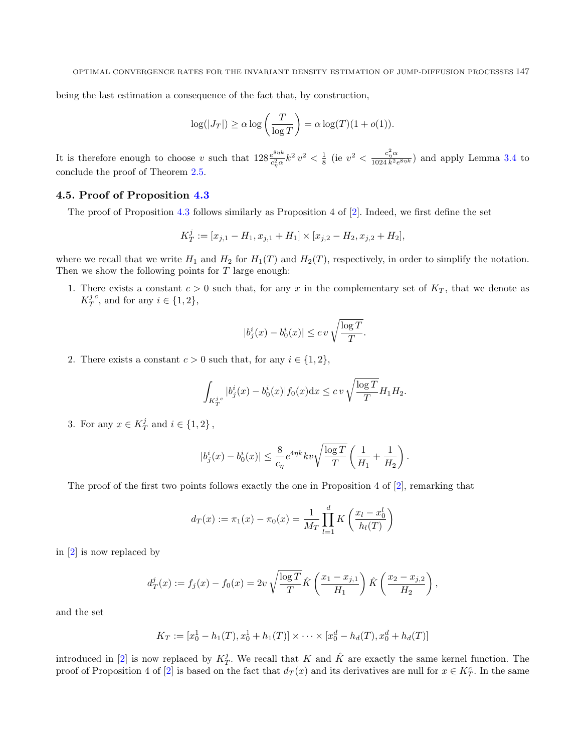being the last estimation a consequence of the fact that, by construction,

$$\log(|J_T|) \geq \alpha \log\left(\frac{T}{\log T}\right) = \alpha \log(T)(1 + o(1)).$$

It is therefore enough to choose $v$ such that $128 \frac{e^{8\eta k}}{c_\eta^2 \alpha} k^2 v^2 < \frac{1}{8}$ (ie $v^2 < \frac{c_\eta^2 \alpha}{1024\, k^2 e^{8\eta k}}$) and apply Lemma 3.4 to conclude the proof of Theorem 2.5.

### 4.5. Proof of Proposition 4.3

The proof of Proposition 4.3 follows similarly as Proposition 4 of [2]. Indeed, we first define the set

$$K_T^j := [x_{j,1} - H_1, x_{j,1} + H_1] \times [x_{j,2} - H_2, x_{j,2} + H_2],$$

where we recall that we write $H_1$ and $H_2$ for $H_1(T)$ and $H_2(T)$, respectively, in order to simplify the notation. Then we show the following points for $T$ large enough:

1. There exists a constant $c > 0$ such that, for any $x$ in the complementary set of $K_T$, that we denote as ${K_T^j}^c$, and for any $i \in \{1, 2\}$,

$$|b_j^i(x) - b_0^i(x)| \leq c\, v \sqrt{\frac{\log T}{T}}.$$

2. There exists a constant $c > 0$ such that, for any $i \in \{1, 2\}$,

$$\int_{{K_T^j}^c} |b_j^i(x) - b_0^i(x)| f_0(x) \mathrm{d}x \leq c\, v \sqrt{\frac{\log T}{T}} H_1 H_2.$$

3. For any $x \in K_T^j$ and $i \in \{1, 2\}$,

$$|b_j^i(x) - b_0^i(x)| \leq \frac{8}{c_\eta} e^{4\eta k} k v \sqrt{\frac{\log T}{T}} \left(\frac{1}{H_1} + \frac{1}{H_2}\right).$$

The proof of the first two points follows exactly the one in Proposition 4 of [2], remarking that

$$d_T(x) := \pi_1(x) - \pi_0(x) = \frac{1}{M_T} \prod_{l=1}^{d} K\left(\frac{x_l - x_0^l}{h_l(T)}\right)$$

in [2] is now replaced by

$$d_T^j(x) := f_j(x) - f_0(x) = 2v \sqrt{\frac{\log T}{T}} \hat{K}\left(\frac{x_1 - x_{j,1}}{H_1}\right) \hat{K}\left(\frac{x_2 - x_{j,2}}{H_2}\right),$$

and the set

$$K_T := [x_0^1 - h_1(T), x_0^1 + h_1(T)] \times \cdots \times [x_0^d - h_d(T), x_0^d + h_d(T)]$$

introduced in [2] is now replaced by $K_T^j$. We recall that $K$ and $\hat{K}$ are exactly the same kernel function. The proof of Proposition 4 of [2] is based on the fact that $d_T(x)$ and its derivatives are null for $x \in K_T^c$. In the same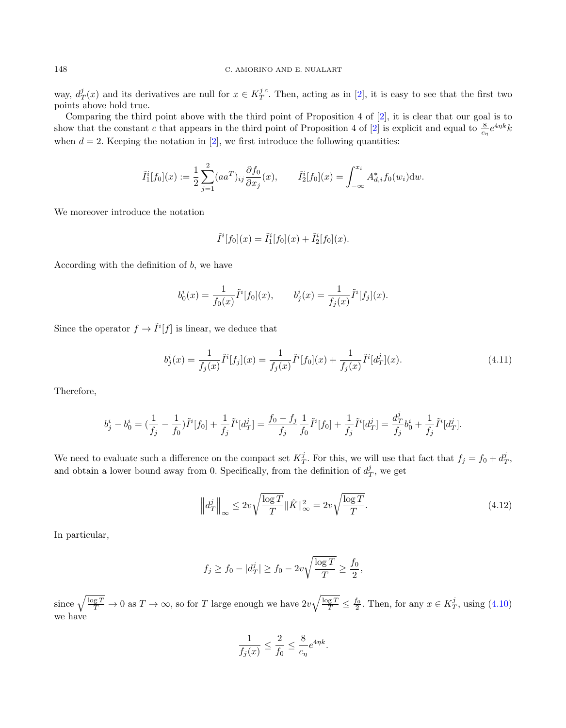way, $d_T^j(x)$ and its derivatives are null for $x \in K_T^{j\,c}$. Then, acting as in [2], it is easy to see that the first two points above hold true.

Comparing the third point above with the third point of Proposition 4 of [2], it is clear that our goal is to show that the constant $c$ that appears in the third point of Proposition 4 of [2] is explicit and equal to $\frac{8}{c_\eta} e^{4\eta k} k$ when $d = 2$. Keeping the notation in [2], we first introduce the following quantities:

$$\tilde{I}_1^i[f_0](x) := \frac{1}{2} \sum_{j=1}^{2} (aa^T)_{ij} \frac{\partial f_0}{\partial x_j}(x), \qquad \tilde{I}_2^i[f_0](x) = \int_{-\infty}^{x_i} A_{d,i}^* f_0(w_i) \mathrm{d}w.$$

We moreover introduce the notation

$$\tilde{I}^i[f_0](x) = \tilde{I}_1^i[f_0](x) + \tilde{I}_2^i[f_0](x).$$

According with the definition of $b$, we have

$$b_0^i(x) = \frac{1}{f_0(x)} \tilde{I}^i[f_0](x), \qquad b_j^i(x) = \frac{1}{f_j(x)} \tilde{I}^i[f_j](x).$$

Since the operator $f \to \tilde{I}^i[f]$ is linear, we deduce that

$$b_j^i(x) = \frac{1}{f_j(x)} \tilde{I}^i[f_j](x) = \frac{1}{f_j(x)} \tilde{I}^i[f_0](x) + \frac{1}{f_j(x)} \tilde{I}^i[d_T^j](x). \tag{4.11}$$

Therefore,

$$b_j^i - b_0^i = (\frac{1}{f_j} - \frac{1}{f_0}) \tilde{I}^i[f_0] + \frac{1}{f_j} \tilde{I}^i[d_T^j] = \frac{f_0 - f_j}{f_j} \frac{1}{f_0} \tilde{I}^i[f_0] + \frac{1}{f_j} \tilde{I}^i[d_T^j] = \frac{d_T^j}{f_j} b_0^i + \frac{1}{f_j} \tilde{I}^i[d_T^j].$$

We need to evaluate such a difference on the compact set $K_T^j$. For this, we will use that fact that $f_j = f_0 + d_T^j$, and obtain a lower bound away from 0. Specifically, from the definition of $d_T^j$, we get

$$\left\| d_T^j \right\|_\infty \leq 2v \sqrt{\frac{\log T}{T}} \|\hat{K}\|_\infty^2 = 2v \sqrt{\frac{\log T}{T}}. \tag{4.12}$$

In particular,

$$f_j \geq f_0 - |d_T^j| \geq f_0 - 2v \sqrt{\frac{\log T}{T}} \geq \frac{f_0}{2},$$

since $\sqrt{\frac{\log T}{T}} \to 0$ as $T \to \infty$, so for $T$ large enough we have $2v \sqrt{\frac{\log T}{T}} \leq \frac{f_0}{2}$. Then, for any $x \in K_T^j$, using (4.10) we have

$$\frac{1}{f_j(x)} \leq \frac{2}{f_0} \leq \frac{8}{c_\eta} e^{4\eta k}.$$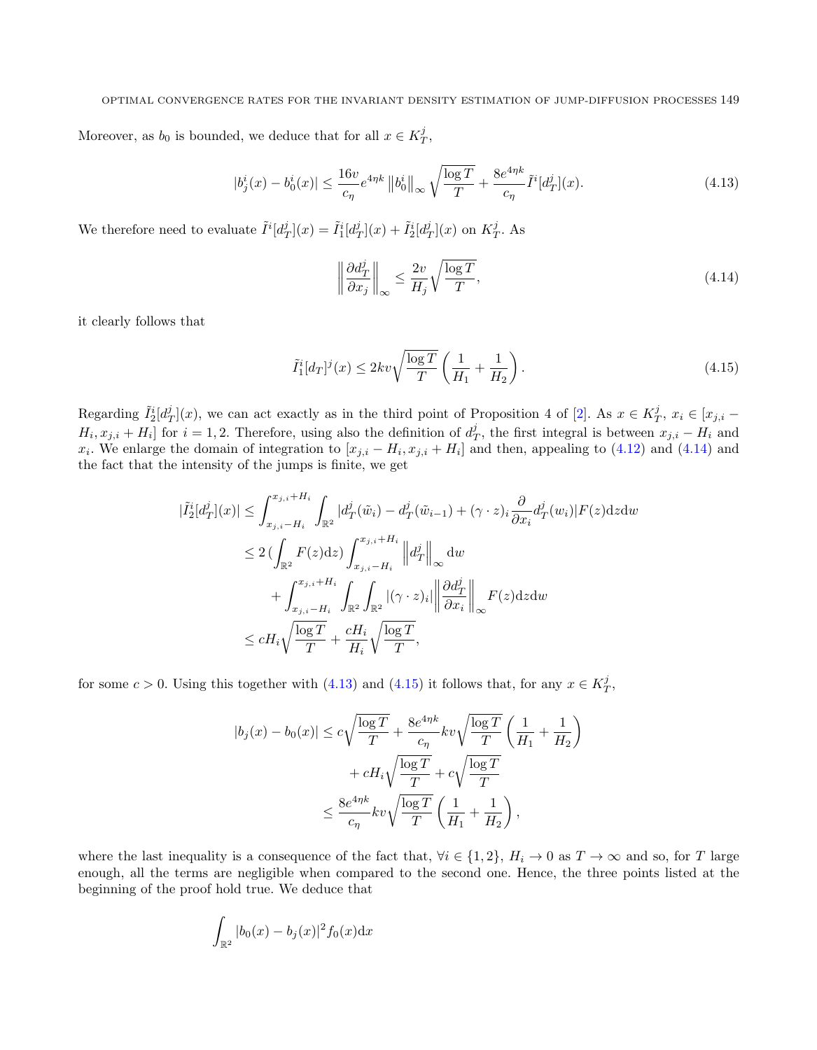Moreover, as $b_0$ is bounded, we deduce that for all $x \in K_T^j$,

$$|b_j^i(x) - b_0^i(x)| \leq \frac{16v}{c_\eta} e^{4\eta k} \left\| b_0^i \right\|_\infty \sqrt{\frac{\log T}{T}} + \frac{8e^{4\eta k}}{c_\eta} \tilde{I}^i[d_T^j](x). \tag{4.13}$$

We therefore need to evaluate $\tilde{I}^i[d_T^j](x) = \tilde{I}_1^i[d_T^j](x) + \tilde{I}_2^i[d_T^j](x)$ on $K_T^j$. As

$$\left\| \frac{\partial d_T^j}{\partial x_j} \right\|_\infty \leq \frac{2v}{H_j} \sqrt{\frac{\log T}{T}}, \tag{4.14}$$

it clearly follows that

$$\tilde{I}_1^i[d_T]^j(x) \leq 2kv \sqrt{\frac{\log T}{T}} \left( \frac{1}{H_1} + \frac{1}{H_2} \right). \tag{4.15}$$

Regarding $\tilde{I}_2^i[d_T^j](x)$, we can act exactly as in the third point of Proposition 4 of [2]. As $x \in K_T^j$, $x_i \in [x_{j,i} - H_i, x_{j,i} + H_i]$ for $i = 1, 2$. Therefore, using also the definition of $d_T^j$, the first integral is between $x_{j,i} - H_i$ and $x_i$. We enlarge the domain of integration to $[x_{j,i} - H_i, x_{j,i} + H_i]$ and then, appealing to (4.12) and (4.14) and the fact that the intensity of the jumps is finite, we get

$$\begin{aligned}
|\tilde{I}_2^i[d_T^j](x)| &\leq \int_{x_{j,i}-H_i}^{x_{j,i}+H_i} \int_{\mathbb{R}^2} |d_T^j(\tilde{w}_i) - d_T^j(\tilde{w}_{i-1}) + (\gamma \cdot z)_i \frac{\partial}{\partial x_i} d_T^j(w_i)| F(z) \mathrm{d}z \mathrm{d}w \\
&\leq 2 \, (\int_{\mathbb{R}^2} F(z) \mathrm{d}z) \int_{x_{j,i}-H_i}^{x_{j,i}+H_i} \left\| d_T^j \right\|_\infty \mathrm{d}w \\
&\quad + \int_{x_{j,i}-H_i}^{x_{j,i}+H_i} \int_{\mathbb{R}^2} \int_{\mathbb{R}^2} |(\gamma \cdot z)_i| \left\| \frac{\partial d_T^j}{\partial x_i} \right\|_\infty F(z) \mathrm{d}z \mathrm{d}w \\
&\leq c H_i \sqrt{\frac{\log T}{T}} + \frac{c H_i}{H_i} \sqrt{\frac{\log T}{T}},
\end{aligned}$$

for some $c > 0$. Using this together with (4.13) and (4.15) it follows that, for any $x \in K_T^j$,

$$\begin{aligned}
|b_j(x) - b_0(x)| &\leq c \sqrt{\frac{\log T}{T}} + \frac{8e^{4\eta k}}{c_\eta} kv \sqrt{\frac{\log T}{T}} \left( \frac{1}{H_1} + \frac{1}{H_2} \right) \\
&\quad + c H_i \sqrt{\frac{\log T}{T}} + c \sqrt{\frac{\log T}{T}} \\
&\leq \frac{8e^{4\eta k}}{c_\eta} kv \sqrt{\frac{\log T}{T}} \left( \frac{1}{H_1} + \frac{1}{H_2} \right),
\end{aligned}$$

where the last inequality is a consequence of the fact that, $\forall i \in \{1, 2\}$, $H_i \to 0$ as $T \to \infty$ and so, for $T$ large enough, all the terms are negligible when compared to the second one. Hence, the three points listed at the beginning of the proof hold true. We deduce that

$$\int_{\mathbb{R}^2} |b_0(x) - b_j(x)|^2 f_0(x) \mathrm{d}x$$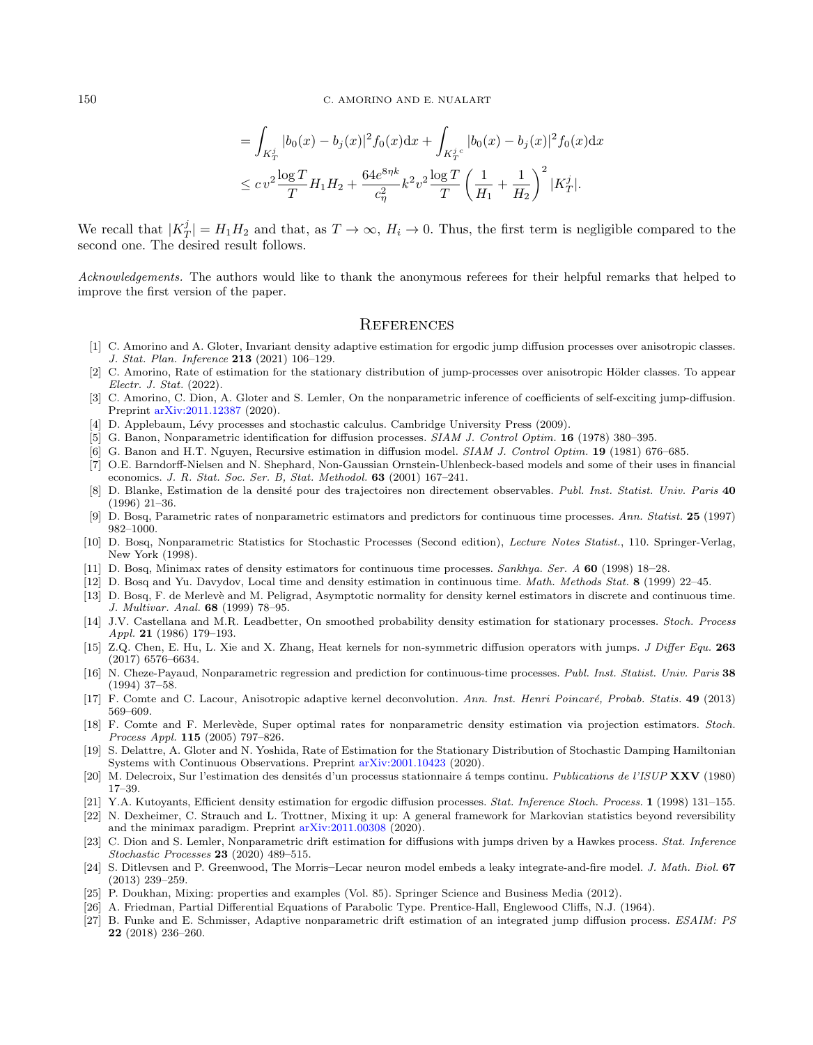$$
\begin{aligned}
&= \int_{K_T^j} |b_0(x) - b_j(x)|^2 f_0(x) \mathrm{d}x + \int_{K_T^{j\,c}} |b_0(x) - b_j(x)|^2 f_0(x) \mathrm{d}x \\
&\leq c\, v^2 \frac{\log T}{T} H_1 H_2 + \frac{64 e^{8\eta k}}{c_\eta^2} k^2 v^2 \frac{\log T}{T} \left( \frac{1}{H_1} + \frac{1}{H_2} \right)^2 |K_T^j|.
\end{aligned}
$$

We recall that $|K_T^j| = H_1 H_2$ and that, as $T \to \infty$, $H_i \to 0$. Thus, the first term is negligible compared to the second one. The desired result follows.

*Acknowledgements.* The authors would like to thank the anonymous referees for their helpful remarks that helped to improve the first version of the paper.

## References

[1] C. Amorino and A. Gloter, Invariant density adaptive estimation for ergodic jump diffusion processes over anisotropic classes. *J. Stat. Plan. Inference* **213** (2021) 106–129.

[2] C. Amorino, Rate of estimation for the stationary distribution of jump-processes over anisotropic Hölder classes. To appear *Electr. J. Stat.* (2022).

[3] C. Amorino, C. Dion, A. Gloter and S. Lemler, On the nonparametric inference of coefficients of self-exciting jump-diffusion. Preprint arXiv:2011.12387 (2020).

[4] D. Applebaum, Lévy processes and stochastic calculus. Cambridge University Press (2009).

[5] G. Banon, Nonparametric identification for diffusion processes. *SIAM J. Control Optim.* **16** (1978) 380–395.

[6] G. Banon and H.T. Nguyen, Recursive estimation in diffusion model. *SIAM J. Control Optim.* **19** (1981) 676–685.

[7] O.E. Barndorff-Nielsen and N. Shephard, Non-Gaussian Ornstein-Uhlenbeck-based models and some of their uses in financial economics. *J. R. Stat. Soc. Ser. B, Stat. Methodol.* **63** (2001) 167–241.

[8] D. Blanke, Estimation de la densité pour des trajectoires non directement observables. *Publ. Inst. Statist. Univ. Paris* **40** (1996) 21–36.

[9] D. Bosq, Parametric rates of nonparametric estimators and predictors for continuous time processes. *Ann. Statist.* **25** (1997) 982–1000.

[10] D. Bosq, Nonparametric Statistics for Stochastic Processes (Second edition), *Lecture Notes Statist.*, 110. Springer-Verlag, New York (1998).

[11] D. Bosq, Minimax rates of density estimators for continuous time processes. *Sankhya. Ser. A* **60** (1998) 18–28.

[12] D. Bosq and Yu. Davydov, Local time and density estimation in continuous time. *Math. Methods Stat.* **8** (1999) 22–45.

[13] D. Bosq, F. de Merlevè and M. Peligrad, Asymptotic normality for density kernel estimators in discrete and continuous time. *J. Multivar. Anal.* **68** (1999) 78–95.

[14] J.V. Castellana and M.R. Leadbetter, On smoothed probability density estimation for stationary processes. *Stoch. Process Appl.* **21** (1986) 179–193.

[15] Z.Q. Chen, E. Hu, L. Xie and X. Zhang, Heat kernels for non-symmetric diffusion operators with jumps. *J Differ Equ.* **263** (2017) 6576–6634.

[16] N. Cheze-Payaud, Nonparametric regression and prediction for continuous-time processes. *Publ. Inst. Statist. Univ. Paris* **38** (1994) 37–58.

[17] F. Comte and C. Lacour, Anisotropic adaptive kernel deconvolution. *Ann. Inst. Henri Poincaré, Probab. Statis.* **49** (2013) 569–609.

[18] F. Comte and F. Merlevède, Super optimal rates for nonparametric density estimation via projection estimators. *Stoch. Process Appl.* **115** (2005) 797–826.

[19] S. Delattre, A. Gloter and N. Yoshida, Rate of Estimation for the Stationary Distribution of Stochastic Damping Hamiltonian Systems with Continuous Observations. Preprint arXiv:2001.10423 (2020).

[20] M. Delecroix, Sur l'estimation des densités d'un processus stationnaire á temps continu. *Publications de l'ISUP* **XXV** (1980) 17–39.

[21] Y.A. Kutoyants, Efficient density estimation for ergodic diffusion processes. *Stat. Inference Stoch. Process.* **1** (1998) 131–155.

[22] N. Dexheimer, C. Strauch and L. Trottner, Mixing it up: A general framework for Markovian statistics beyond reversibility and the minimax paradigm. Preprint arXiv:2011.00308 (2020).

[23] C. Dion and S. Lemler, Nonparametric drift estimation for diffusions with jumps driven by a Hawkes process. *Stat. Inference Stochastic Processes* **23** (2020) 489–515.

[24] S. Ditlevsen and P. Greenwood, The Morris–Lecar neuron model embeds a leaky integrate-and-fire model. *J. Math. Biol.* **67** (2013) 239–259.

[25] P. Doukhan, Mixing: properties and examples (Vol. 85). Springer Science and Business Media (2012).

[26] A. Friedman, Partial Differential Equations of Parabolic Type. Prentice-Hall, Englewood Cliffs, N.J. (1964).

[27] B. Funke and E. Schmisser, Adaptive nonparametric drift estimation of an integrated jump diffusion process. *ESAIM: PS* **22** (2018) 236–260.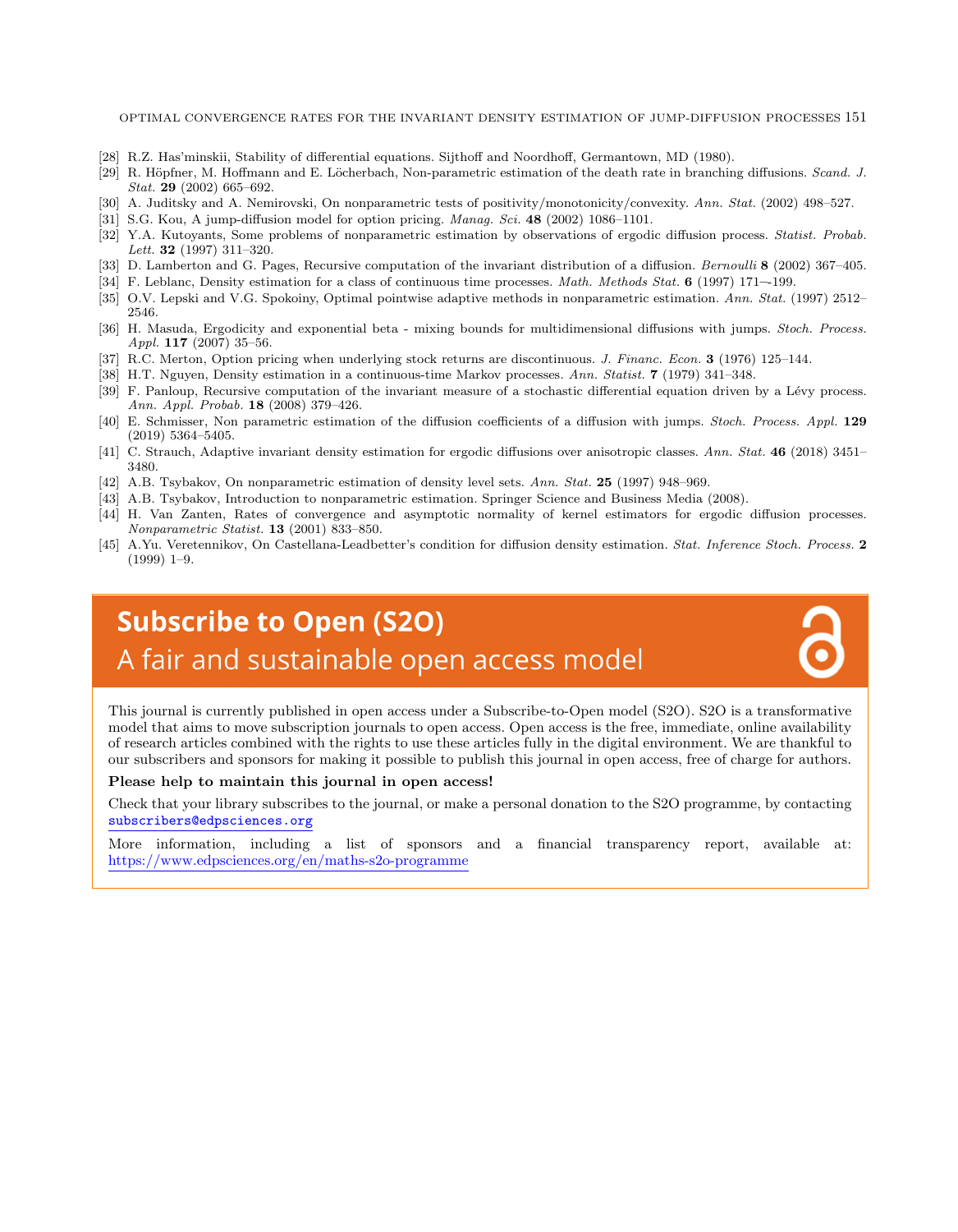[28] R.Z. Has'minskii, Stability of differential equations. Sijthoff and Noordhoff, Germantown, MD (1980).

[29] R. Höpfner, M. Hoffmann and E. Löcherbach, Non-parametric estimation of the death rate in branching diffusions. *Scand. J. Stat.* **29** (2002) 665–692.

[30] A. Juditsky and A. Nemirovski, On nonparametric tests of positivity/monotonicity/convexity. *Ann. Stat.* (2002) 498–527.

[31] S.G. Kou, A jump-diffusion model for option pricing. *Manag. Sci.* **48** (2002) 1086–1101.

[32] Y.A. Kutoyants, Some problems of nonparametric estimation by observations of ergodic diffusion process. *Statist. Probab. Lett.* **32** (1997) 311–320.

[33] D. Lamberton and G. Pages, Recursive computation of the invariant distribution of a diffusion. *Bernoulli* **8** (2002) 367–405.

[34] F. Leblanc, Density estimation for a class of continuous time processes. *Math. Methods Stat.* **6** (1997) 171–-199.

[35] O.V. Lepski and V.G. Spokoiny, Optimal pointwise adaptive methods in nonparametric estimation. *Ann. Stat.* (1997) 2512–2546.

[36] H. Masuda, Ergodicity and exponential beta - mixing bounds for multidimensional diffusions with jumps. *Stoch. Process. Appl.* **117** (2007) 35–56.

[37] R.C. Merton, Option pricing when underlying stock returns are discontinuous. *J. Financ. Econ.* **3** (1976) 125–144.

[38] H.T. Nguyen, Density estimation in a continuous-time Markov processes. *Ann. Statist.* **7** (1979) 341–348.

[39] F. Panloup, Recursive computation of the invariant measure of a stochastic differential equation driven by a Lévy process. *Ann. Appl. Probab.* **18** (2008) 379–426.

[40] E. Schmisser, Non parametric estimation of the diffusion coefficients of a diffusion with jumps. *Stoch. Process. Appl.* **129** (2019) 5364–5405.

[41] C. Strauch, Adaptive invariant density estimation for ergodic diffusions over anisotropic classes. *Ann. Stat.* **46** (2018) 3451–3480.

[42] A.B. Tsybakov, On nonparametric estimation of density level sets. *Ann. Stat.* **25** (1997) 948–969.

[43] A.B. Tsybakov, Introduction to nonparametric estimation. Springer Science and Business Media (2008).

[44] H. Van Zanten, Rates of convergence and asymptotic normality of kernel estimators for ergodic diffusion processes. *Nonparametric Statist.* **13** (2001) 833–850.

[45] A.Yu. Veretennikov, On Castellana-Leadbetter's condition for diffusion density estimation. *Stat. Inference Stoch. Process.* **2** (1999) 1–9.

## Subscribe to Open (S2O)

A fair and sustainable open access model

This journal is currently published in open access under a Subscribe-to-Open model (S2O). S2O is a transformative model that aims to move subscription journals to open access. Open access is the free, immediate, online availability of research articles combined with the rights to use these articles fully in the digital environment. We are thankful to our subscribers and sponsors for making it possible to publish this journal in open access, free of charge for authors.

**Please help to maintain this journal in open access!**

Check that your library subscribes to the journal, or make a personal donation to the S2O programme, by contacting subscribers@edpsciences.org

More information, including a list of sponsors and a financial transparency report, available at: https://www.edpsciences.org/en/maths-s2o-programme